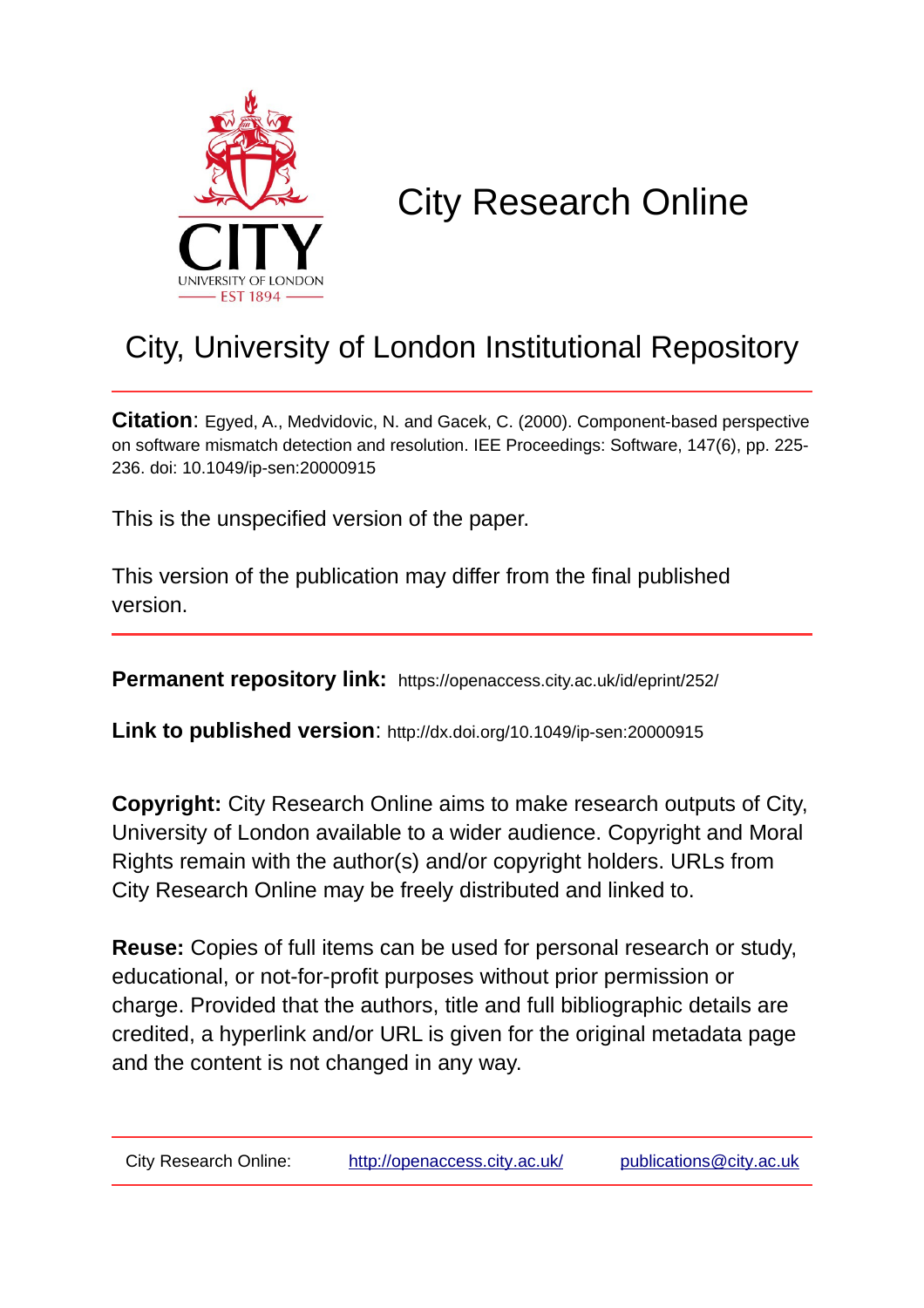# City Research Online

## City, University of London Institutional Repository

**Citation**: Egyed, A., Medvidovic, N. and Gacek, C. (2000). Component-based perspective on software mismatch detection and resolution. IEE Proceedings: Software, 147(6), pp. 225-236. doi: 10.1049/ip-sen:20000915

This is the unspecified version of the paper.

This version of the publication may differ from the final published version.

**Permanent repository link:** https://openaccess.city.ac.uk/id/eprint/252/

**Link to published version**: http://dx.doi.org/10.1049/ip-sen:20000915

**Copyright:** City Research Online aims to make research outputs of City, University of London available to a wider audience. Copyright and Moral Rights remain with the author(s) and/or copyright holders. URLs from City Research Online may be freely distributed and linked to.

**Reuse:** Copies of full items can be used for personal research or study, educational, or not-for-profit purposes without prior permission or charge. Provided that the authors, title and full bibliographic details are credited, a hyperlink and/or URL is given for the original metadata page and the content is not changed in any way.

City Research Online: http://openaccess.city.ac.uk/ publications@city.ac.uk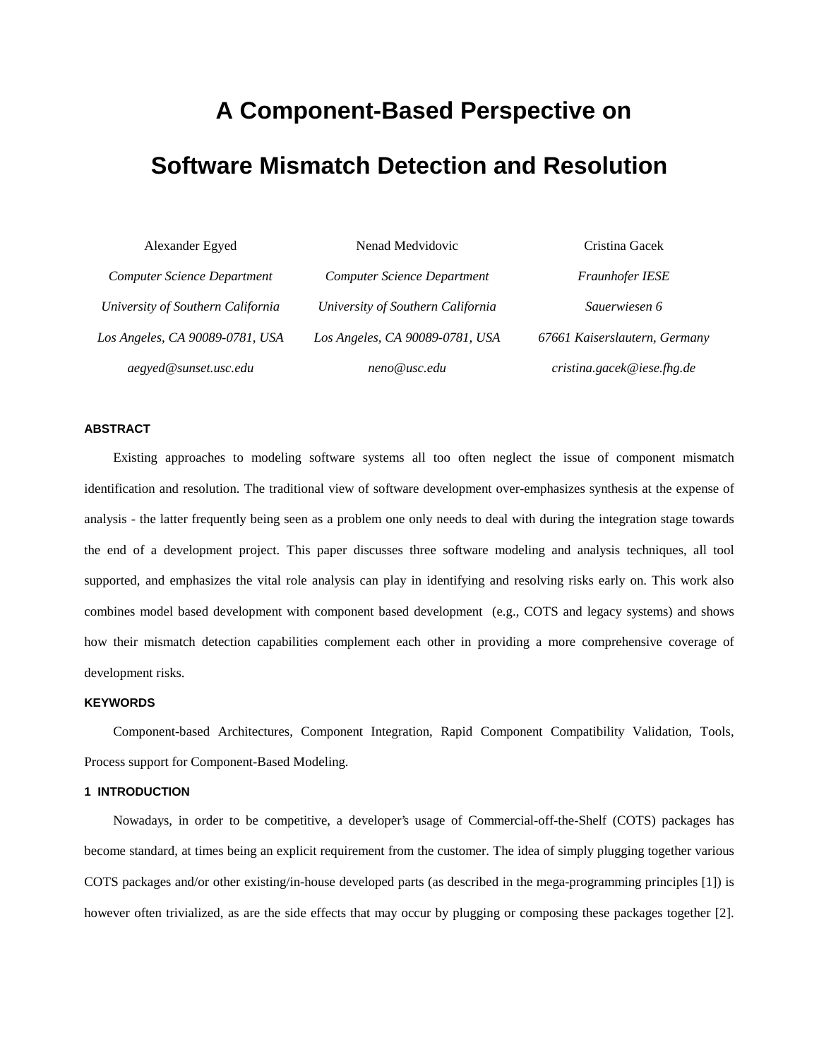# A Component-Based Perspective on Software Mismatch Detection and Resolution

Alexander Egyed
*Computer Science Department*
*University of Southern California*
*Los Angeles, CA 90089-0781, USA*
*aegyed@sunset.usc.edu*

Nenad Medvidovic
*Computer Science Department*
*University of Southern California*
*Los Angeles, CA 90089-0781, USA*
*neno@usc.edu*

Cristina Gacek
*Fraunhofer IESE*
*Sauerwiesen 6*
*67661 Kaiserslautern, Germany*
*cristina.gacek@iese.fhg.de*

#### ABSTRACT

Existing approaches to modeling software systems all too often neglect the issue of component mismatch identification and resolution. The traditional view of software development over-emphasizes synthesis at the expense of analysis - the latter frequently being seen as a problem one only needs to deal with during the integration stage towards the end of a development project. This paper discusses three software modeling and analysis techniques, all tool supported, and emphasizes the vital role analysis can play in identifying and resolving risks early on. This work also combines model based development with component based development (e.g., COTS and legacy systems) and shows how their mismatch detection capabilities complement each other in providing a more comprehensive coverage of development risks.

#### KEYWORDS

Component-based Architectures, Component Integration, Rapid Component Compatibility Validation, Tools, Process support for Component-Based Modeling.

#### 1 INTRODUCTION

Nowadays, in order to be competitive, a developer's usage of Commercial-off-the-Shelf (COTS) packages has become standard, at times being an explicit requirement from the customer. The idea of simply plugging together various COTS packages and/or other existing/in-house developed parts (as described in the mega-programming principles [1]) is however often trivialized, as are the side effects that may occur by plugging or composing these packages together [2].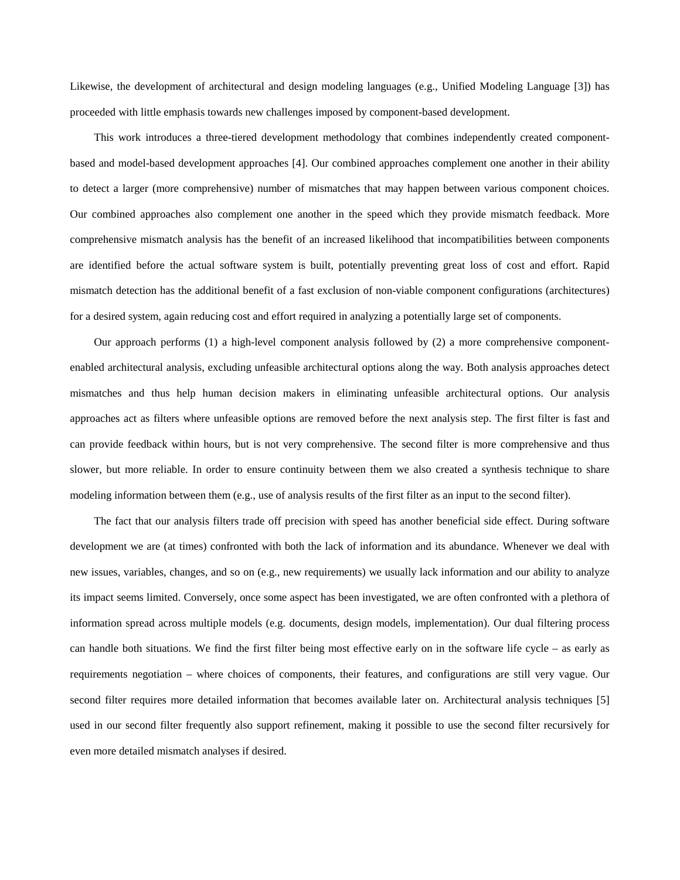Likewise, the development of architectural and design modeling languages (e.g., Unified Modeling Language [3]) has proceeded with little emphasis towards new challenges imposed by component-based development.

This work introduces a three-tiered development methodology that combines independently created component-based and model-based development approaches [4]. Our combined approaches complement one another in their ability to detect a larger (more comprehensive) number of mismatches that may happen between various component choices. Our combined approaches also complement one another in the speed which they provide mismatch feedback. More comprehensive mismatch analysis has the benefit of an increased likelihood that incompatibilities between components are identified before the actual software system is built, potentially preventing great loss of cost and effort. Rapid mismatch detection has the additional benefit of a fast exclusion of non-viable component configurations (architectures) for a desired system, again reducing cost and effort required in analyzing a potentially large set of components.

Our approach performs (1) a high-level component analysis followed by (2) a more comprehensive component-enabled architectural analysis, excluding unfeasible architectural options along the way. Both analysis approaches detect mismatches and thus help human decision makers in eliminating unfeasible architectural options. Our analysis approaches act as filters where unfeasible options are removed before the next analysis step. The first filter is fast and can provide feedback within hours, but is not very comprehensive. The second filter is more comprehensive and thus slower, but more reliable. In order to ensure continuity between them we also created a synthesis technique to share modeling information between them (e.g., use of analysis results of the first filter as an input to the second filter).

The fact that our analysis filters trade off precision with speed has another beneficial side effect. During software development we are (at times) confronted with both the lack of information and its abundance. Whenever we deal with new issues, variables, changes, and so on (e.g., new requirements) we usually lack information and our ability to analyze its impact seems limited. Conversely, once some aspect has been investigated, we are often confronted with a plethora of information spread across multiple models (e.g. documents, design models, implementation). Our dual filtering process can handle both situations. We find the first filter being most effective early on in the software life cycle – as early as requirements negotiation – where choices of components, their features, and configurations are still very vague. Our second filter requires more detailed information that becomes available later on. Architectural analysis techniques [5] used in our second filter frequently also support refinement, making it possible to use the second filter recursively for even more detailed mismatch analyses if desired.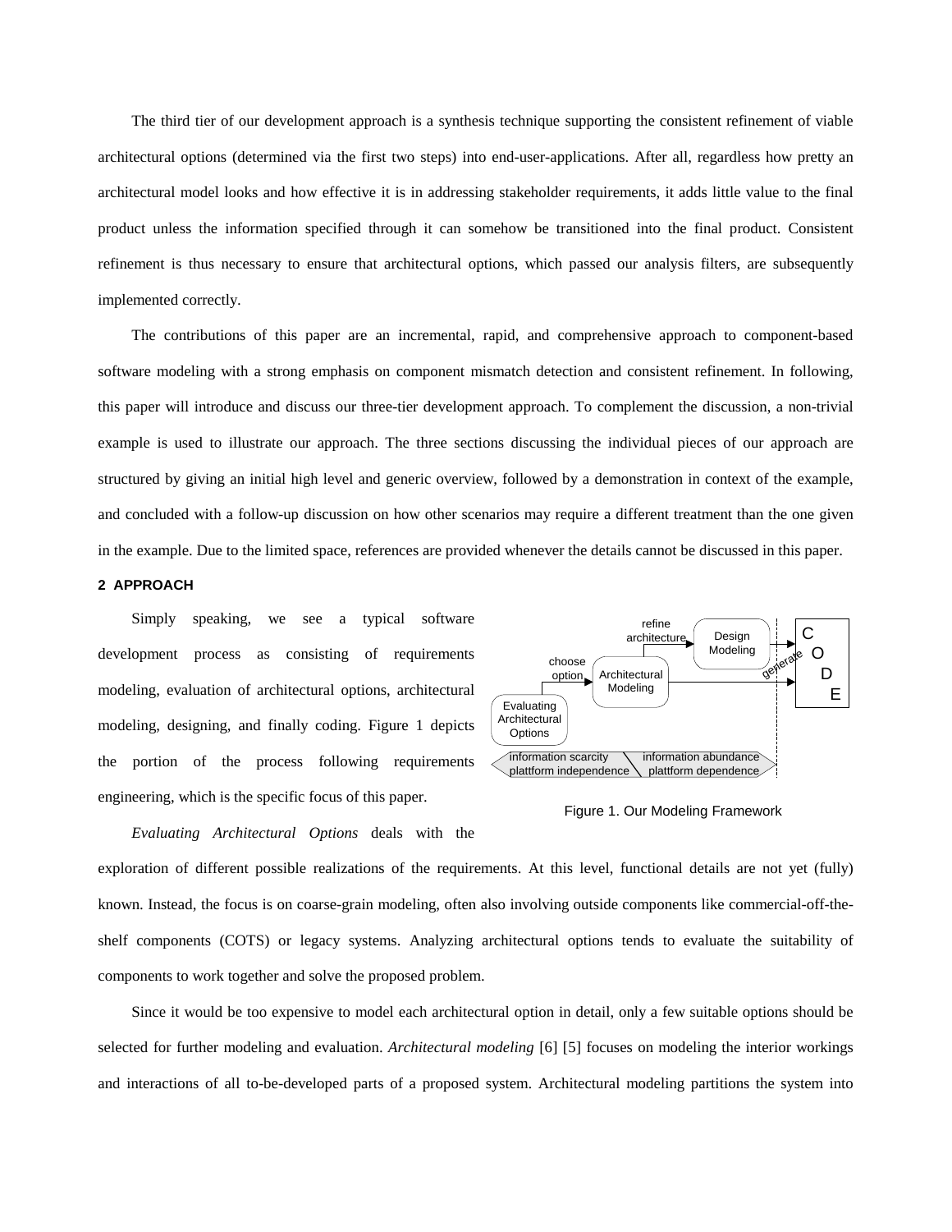The third tier of our development approach is a synthesis technique supporting the consistent refinement of viable architectural options (determined via the first two steps) into end-user-applications. After all, regardless how pretty an architectural model looks and how effective it is in addressing stakeholder requirements, it adds little value to the final product unless the information specified through it can somehow be transitioned into the final product. Consistent refinement is thus necessary to ensure that architectural options, which passed our analysis filters, are subsequently implemented correctly.

The contributions of this paper are an incremental, rapid, and comprehensive approach to component-based software modeling with a strong emphasis on component mismatch detection and consistent refinement. In following, this paper will introduce and discuss our three-tier development approach. To complement the discussion, a non-trivial example is used to illustrate our approach. The three sections discussing the individual pieces of our approach are structured by giving an initial high level and generic overview, followed by a demonstration in context of the example, and concluded with a follow-up discussion on how other scenarios may require a different treatment than the one given in the example. Due to the limited space, references are provided whenever the details cannot be discussed in this paper.

## 2 APPROACH

Simply speaking, we see a typical software development process as consisting of requirements modeling, evaluation of architectural options, architectural modeling, designing, and finally coding. Figure 1 depicts the portion of the process following requirements engineering, which is the specific focus of this paper.

Figure 1. Our Modeling Framework

*Evaluating Architectural Options* deals with the exploration of different possible realizations of the requirements. At this level, functional details are not yet (fully) known. Instead, the focus is on coarse-grain modeling, often also involving outside components like commercial-off-the-shelf components (COTS) or legacy systems. Analyzing architectural options tends to evaluate the suitability of components to work together and solve the proposed problem.

Since it would be too expensive to model each architectural option in detail, only a few suitable options should be selected for further modeling and evaluation. *Architectural modeling* [6] [5] focuses on modeling the interior workings and interactions of all to-be-developed parts of a proposed system. Architectural modeling partitions the system into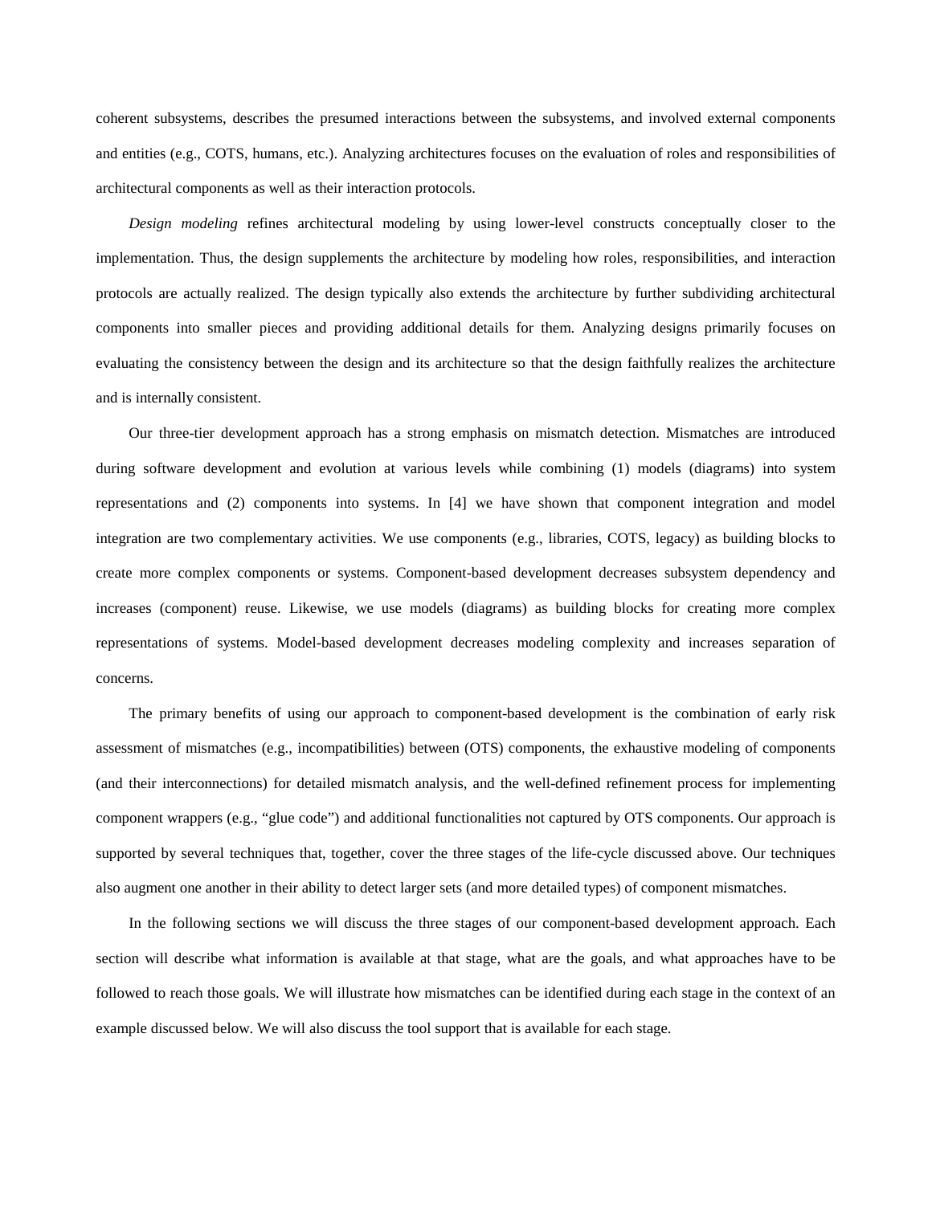coherent subsystems, describes the presumed interactions between the subsystems, and involved external components and entities (e.g., COTS, humans, etc.). Analyzing architectures focuses on the evaluation of roles and responsibilities of architectural components as well as their interaction protocols.

*Design modeling* refines architectural modeling by using lower-level constructs conceptually closer to the implementation. Thus, the design supplements the architecture by modeling how roles, responsibilities, and interaction protocols are actually realized. The design typically also extends the architecture by further subdividing architectural components into smaller pieces and providing additional details for them. Analyzing designs primarily focuses on evaluating the consistency between the design and its architecture so that the design faithfully realizes the architecture and is internally consistent.

Our three-tier development approach has a strong emphasis on mismatch detection. Mismatches are introduced during software development and evolution at various levels while combining (1) models (diagrams) into system representations and (2) components into systems. In [4] we have shown that component integration and model integration are two complementary activities. We use components (e.g., libraries, COTS, legacy) as building blocks to create more complex components or systems. Component-based development decreases subsystem dependency and increases (component) reuse. Likewise, we use models (diagrams) as building blocks for creating more complex representations of systems. Model-based development decreases modeling complexity and increases separation of concerns.

The primary benefits of using our approach to component-based development is the combination of early risk assessment of mismatches (e.g., incompatibilities) between (OTS) components, the exhaustive modeling of components (and their interconnections) for detailed mismatch analysis, and the well-defined refinement process for implementing component wrappers (e.g., "glue code") and additional functionalities not captured by OTS components. Our approach is supported by several techniques that, together, cover the three stages of the life-cycle discussed above. Our techniques also augment one another in their ability to detect larger sets (and more detailed types) of component mismatches.

In the following sections we will discuss the three stages of our component-based development approach. Each section will describe what information is available at that stage, what are the goals, and what approaches have to be followed to reach those goals. We will illustrate how mismatches can be identified during each stage in the context of an example discussed below. We will also discuss the tool support that is available for each stage.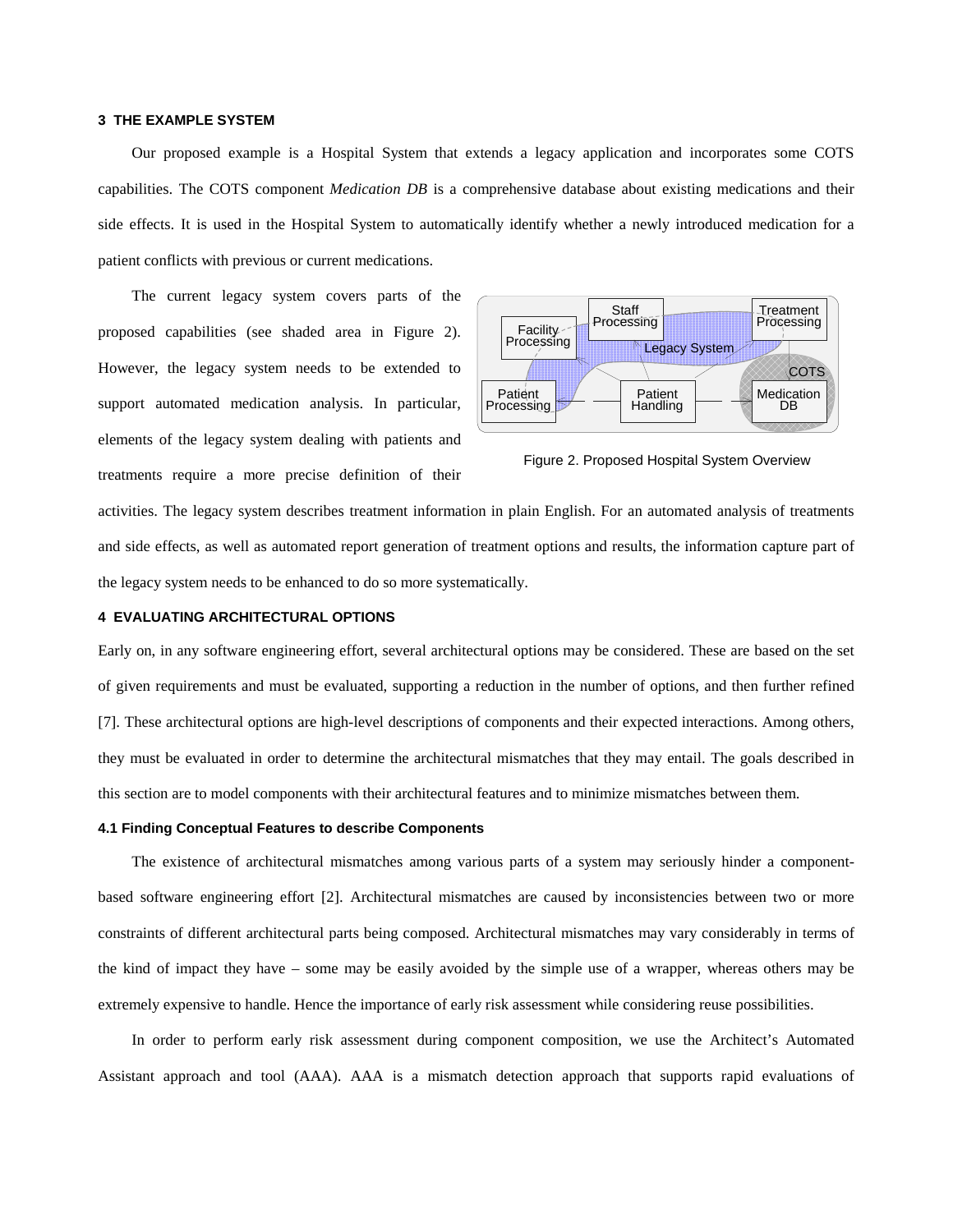## 3 THE EXAMPLE SYSTEM

Our proposed example is a Hospital System that extends a legacy application and incorporates some COTS capabilities. The COTS component *Medication DB* is a comprehensive database about existing medications and their side effects. It is used in the Hospital System to automatically identify whether a newly introduced medication for a patient conflicts with previous or current medications.

The current legacy system covers parts of the proposed capabilities (see shaded area in Figure 2). However, the legacy system needs to be extended to support automated medication analysis. In particular, elements of the legacy system dealing with patients and treatments require a more precise definition of their activities. The legacy system describes treatment information in plain English. For an automated analysis of treatments and side effects, as well as automated report generation of treatment options and results, the information capture part of the legacy system needs to be enhanced to do so more systematically.

Figure 2. Proposed Hospital System Overview

## 4 EVALUATING ARCHITECTURAL OPTIONS

Early on, in any software engineering effort, several architectural options may be considered. These are based on the set of given requirements and must be evaluated, supporting a reduction in the number of options, and then further refined [7]. These architectural options are high-level descriptions of components and their expected interactions. Among others, they must be evaluated in order to determine the architectural mismatches that they may entail. The goals described in this section are to model components with their architectural features and to minimize mismatches between them.

### 4.1 Finding Conceptual Features to describe Components

The existence of architectural mismatches among various parts of a system may seriously hinder a component-based software engineering effort [2]. Architectural mismatches are caused by inconsistencies between two or more constraints of different architectural parts being composed. Architectural mismatches may vary considerably in terms of the kind of impact they have – some may be easily avoided by the simple use of a wrapper, whereas others may be extremely expensive to handle. Hence the importance of early risk assessment while considering reuse possibilities.

In order to perform early risk assessment during component composition, we use the Architect's Automated Assistant approach and tool (AAA). AAA is a mismatch detection approach that supports rapid evaluations of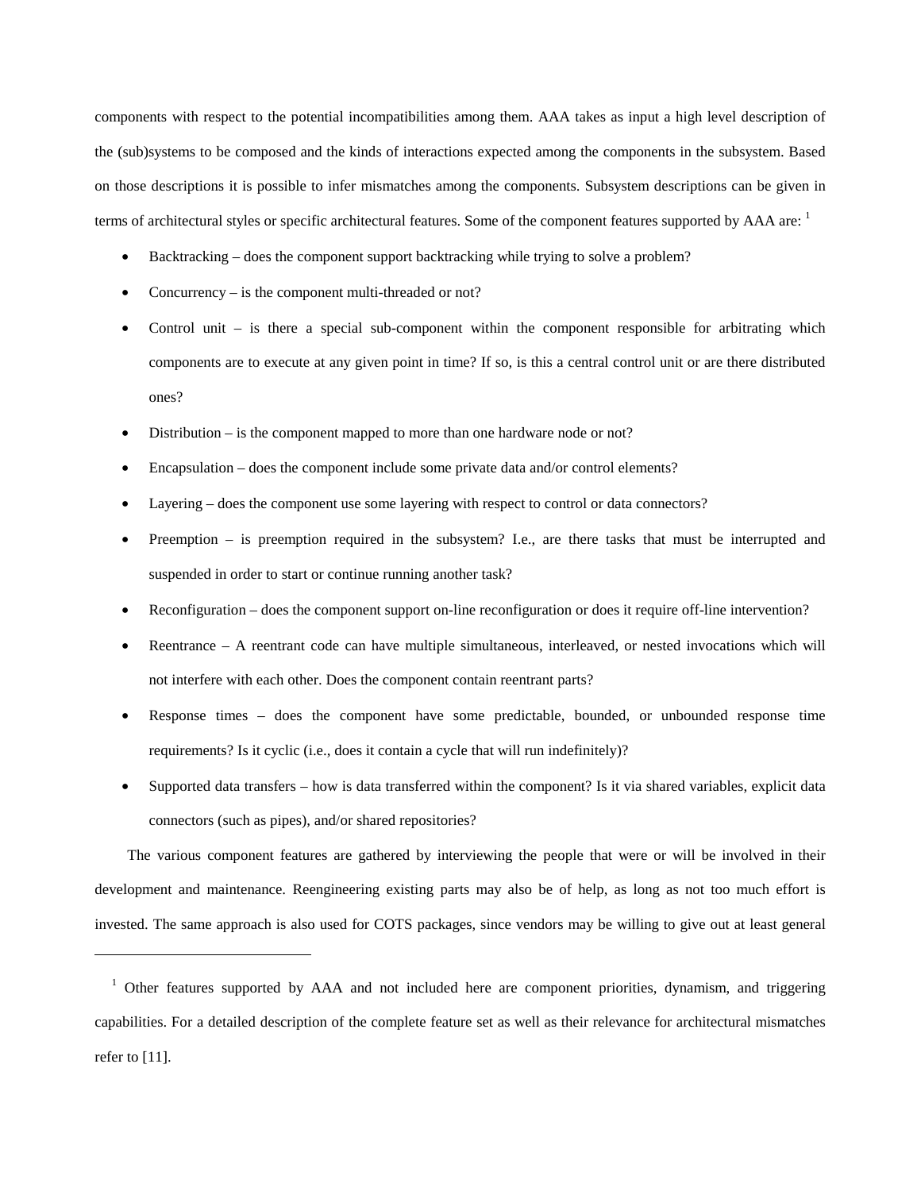components with respect to the potential incompatibilities among them. AAA takes as input a high level description of the (sub)systems to be composed and the kinds of interactions expected among the components in the subsystem. Based on those descriptions it is possible to infer mismatches among the components. Subsystem descriptions can be given in terms of architectural styles or specific architectural features. Some of the component features supported by AAA are: [1]

- Backtracking – does the component support backtracking while trying to solve a problem?
- Concurrency – is the component multi-threaded or not?
- Control unit – is there a special sub-component within the component responsible for arbitrating which components are to execute at any given point in time? If so, is this a central control unit or are there distributed ones?
- Distribution – is the component mapped to more than one hardware node or not?
- Encapsulation – does the component include some private data and/or control elements?
- Layering – does the component use some layering with respect to control or data connectors?
- Preemption – is preemption required in the subsystem? I.e., are there tasks that must be interrupted and suspended in order to start or continue running another task?
- Reconfiguration – does the component support on-line reconfiguration or does it require off-line intervention?
- Reentrance – A reentrant code can have multiple simultaneous, interleaved, or nested invocations which will not interfere with each other. Does the component contain reentrant parts?
- Response times – does the component have some predictable, bounded, or unbounded response time requirements? Is it cyclic (i.e., does it contain a cycle that will run indefinitely)?
- Supported data transfers – how is data transferred within the component? Is it via shared variables, explicit data connectors (such as pipes), and/or shared repositories?

The various component features are gathered by interviewing the people that were or will be involved in their development and maintenance. Reengineering existing parts may also be of help, as long as not too much effort is invested. The same approach is also used for COTS packages, since vendors may be willing to give out at least general

---

[1] Other features supported by AAA and not included here are component priorities, dynamism, and triggering capabilities. For a detailed description of the complete feature set as well as their relevance for architectural mismatches refer to [11].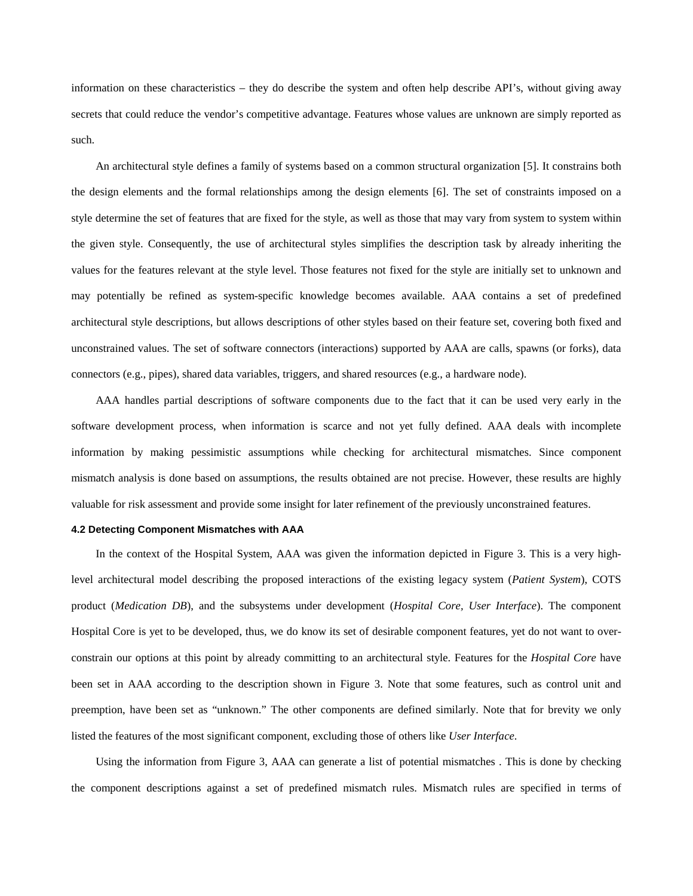information on these characteristics – they do describe the system and often help describe API's, without giving away secrets that could reduce the vendor's competitive advantage. Features whose values are unknown are simply reported as such.

An architectural style defines a family of systems based on a common structural organization [5]. It constrains both the design elements and the formal relationships among the design elements [6]. The set of constraints imposed on a style determine the set of features that are fixed for the style, as well as those that may vary from system to system within the given style. Consequently, the use of architectural styles simplifies the description task by already inheriting the values for the features relevant at the style level. Those features not fixed for the style are initially set to unknown and may potentially be refined as system-specific knowledge becomes available. AAA contains a set of predefined architectural style descriptions, but allows descriptions of other styles based on their feature set, covering both fixed and unconstrained values. The set of software connectors (interactions) supported by AAA are calls, spawns (or forks), data connectors (e.g., pipes), shared data variables, triggers, and shared resources (e.g., a hardware node).

AAA handles partial descriptions of software components due to the fact that it can be used very early in the software development process, when information is scarce and not yet fully defined. AAA deals with incomplete information by making pessimistic assumptions while checking for architectural mismatches. Since component mismatch analysis is done based on assumptions, the results obtained are not precise. However, these results are highly valuable for risk assessment and provide some insight for later refinement of the previously unconstrained features.

#### 4.2 Detecting Component Mismatches with AAA

In the context of the Hospital System, AAA was given the information depicted in Figure 3. This is a very high-level architectural model describing the proposed interactions of the existing legacy system (*Patient System*), COTS product (*Medication DB*), and the subsystems under development (*Hospital Core*, *User Interface*). The component Hospital Core is yet to be developed, thus, we do know its set of desirable component features, yet do not want to over-constrain our options at this point by already committing to an architectural style. Features for the *Hospital Core* have been set in AAA according to the description shown in Figure 3. Note that some features, such as control unit and preemption, have been set as "unknown." The other components are defined similarly. Note that for brevity we only listed the features of the most significant component, excluding those of others like *User Interface*.

Using the information from Figure 3, AAA can generate a list of potential mismatches . This is done by checking the component descriptions against a set of predefined mismatch rules. Mismatch rules are specified in terms of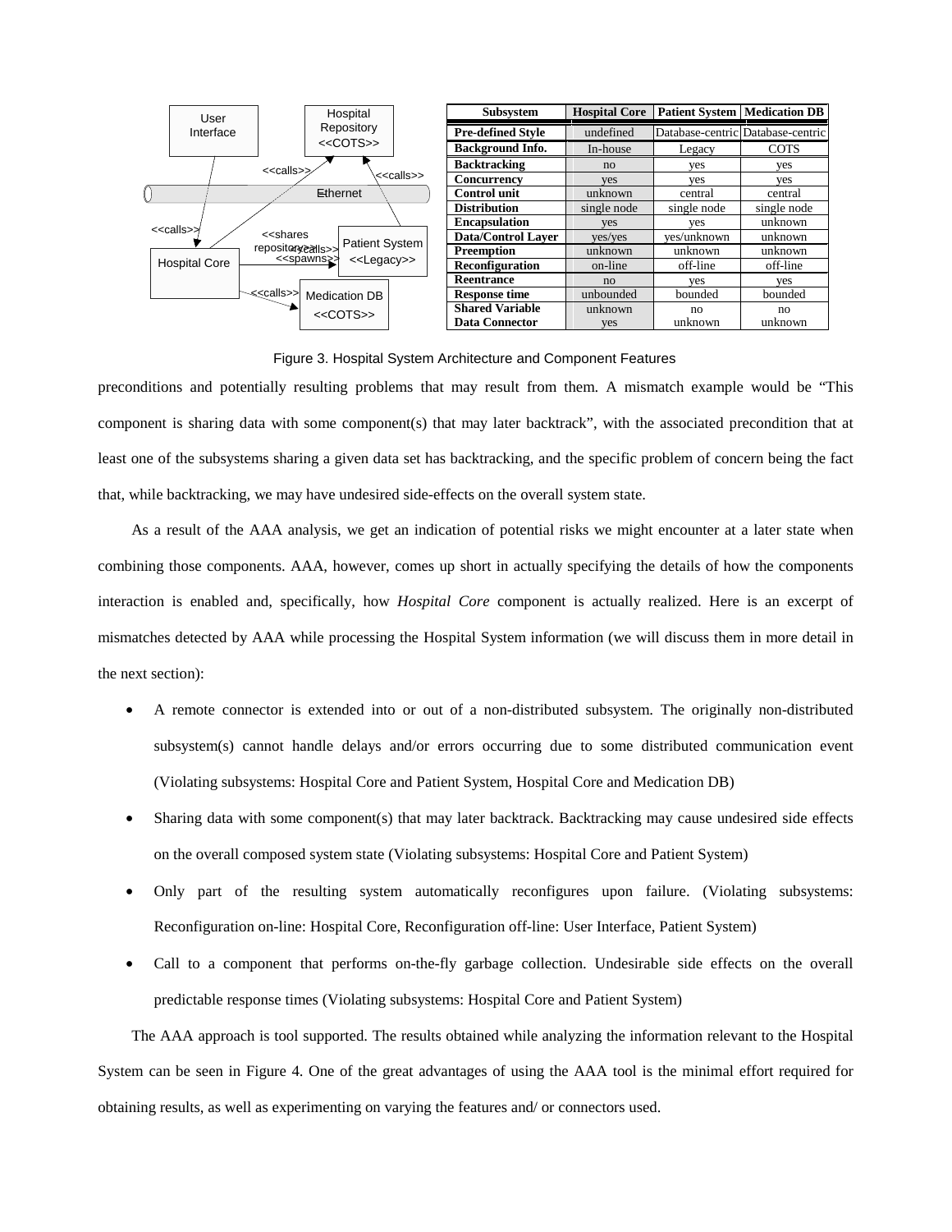| Subsystem | Hospital Core | Patient System | Medication DB |
| --- | --- | --- | --- |
| **Pre-defined Style** | undefined | Database-centric | Database-centric |
| **Background Info.** | In-house | Legacy | COTS |
| **Backtracking** | no | yes | yes |
| **Concurrency** | yes | yes | yes |
| **Control unit** | unknown | central | central |
| **Distribution** | single node | single node | single node |
| **Encapsulation** | yes | yes | unknown |
| **Data/Control Layer** | yes/yes | yes/unknown | unknown |
| **Preemption** | unknown | unknown | unknown |
| **Reconfiguration** | on-line | off-line | off-line |
| **Reentrance** | no | yes | yes |
| **Response time** | unbounded | bounded | bounded |
| **Shared Variable** | unknown | no | no |
| **Data Connector** | yes | unknown | unknown |

Figure 3. Hospital System Architecture and Component Features

preconditions and potentially resulting problems that may result from them. A mismatch example would be "This component is sharing data with some component(s) that may later backtrack", with the associated precondition that at least one of the subsystems sharing a given data set has backtracking, and the specific problem of concern being the fact that, while backtracking, we may have undesired side-effects on the overall system state.

As a result of the AAA analysis, we get an indication of potential risks we might encounter at a later state when combining those components. AAA, however, comes up short in actually specifying the details of how the components interaction is enabled and, specifically, how *Hospital Core* component is actually realized. Here is an excerpt of mismatches detected by AAA while processing the Hospital System information (we will discuss them in more detail in the next section):

- A remote connector is extended into or out of a non-distributed subsystem. The originally non-distributed subsystem(s) cannot handle delays and/or errors occurring due to some distributed communication event (Violating subsystems: Hospital Core and Patient System, Hospital Core and Medication DB)
- Sharing data with some component(s) that may later backtrack. Backtracking may cause undesired side effects on the overall composed system state (Violating subsystems: Hospital Core and Patient System)
- Only part of the resulting system automatically reconfigures upon failure. (Violating subsystems: Reconfiguration on-line: Hospital Core, Reconfiguration off-line: User Interface, Patient System)
- Call to a component that performs on-the-fly garbage collection. Undesirable side effects on the overall predictable response times (Violating subsystems: Hospital Core and Patient System)

The AAA approach is tool supported. The results obtained while analyzing the information relevant to the Hospital System can be seen in Figure 4. One of the great advantages of using the AAA tool is the minimal effort required for obtaining results, as well as experimenting on varying the features and/ or connectors used.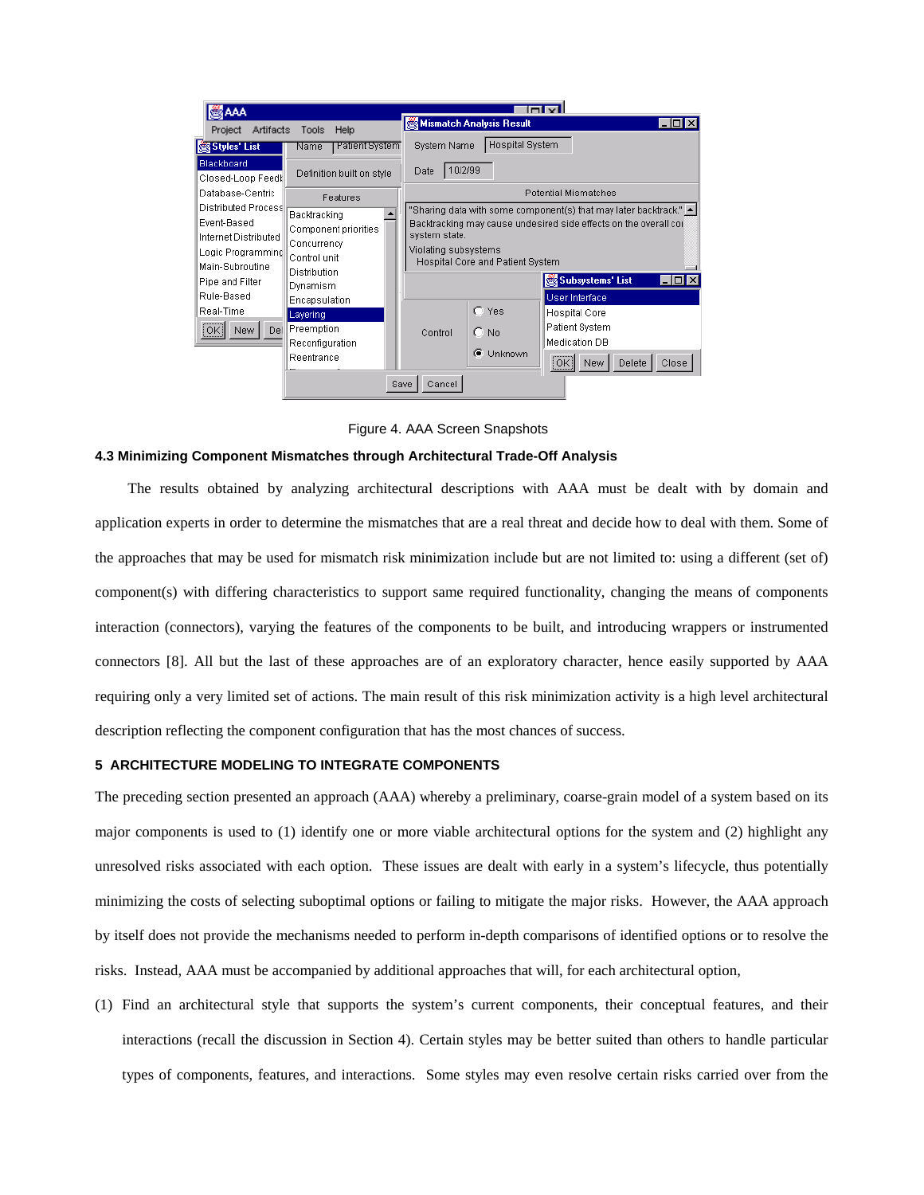Figure 4. AAA Screen Snapshots

### 4.3 Minimizing Component Mismatches through Architectural Trade-Off Analysis

The results obtained by analyzing architectural descriptions with AAA must be dealt with by domain and application experts in order to determine the mismatches that are a real threat and decide how to deal with them. Some of the approaches that may be used for mismatch risk minimization include but are not limited to: using a different (set of) component(s) with differing characteristics to support same required functionality, changing the means of components interaction (connectors), varying the features of the components to be built, and introducing wrappers or instrumented connectors [8]. All but the last of these approaches are of an exploratory character, hence easily supported by AAA requiring only a very limited set of actions. The main result of this risk minimization activity is a high level architectural description reflecting the component configuration that has the most chances of success.

## 5 ARCHITECTURE MODELING TO INTEGRATE COMPONENTS

The preceding section presented an approach (AAA) whereby a preliminary, coarse-grain model of a system based on its major components is used to (1) identify one or more viable architectural options for the system and (2) highlight any unresolved risks associated with each option. These issues are dealt with early in a system's lifecycle, thus potentially minimizing the costs of selecting suboptimal options or failing to mitigate the major risks. However, the AAA approach by itself does not provide the mechanisms needed to perform in-depth comparisons of identified options or to resolve the risks. Instead, AAA must be accompanied by additional approaches that will, for each architectural option,

(1) Find an architectural style that supports the system's current components, their conceptual features, and their interactions (recall the discussion in Section 4). Certain styles may be better suited than others to handle particular types of components, features, and interactions. Some styles may even resolve certain risks carried over from the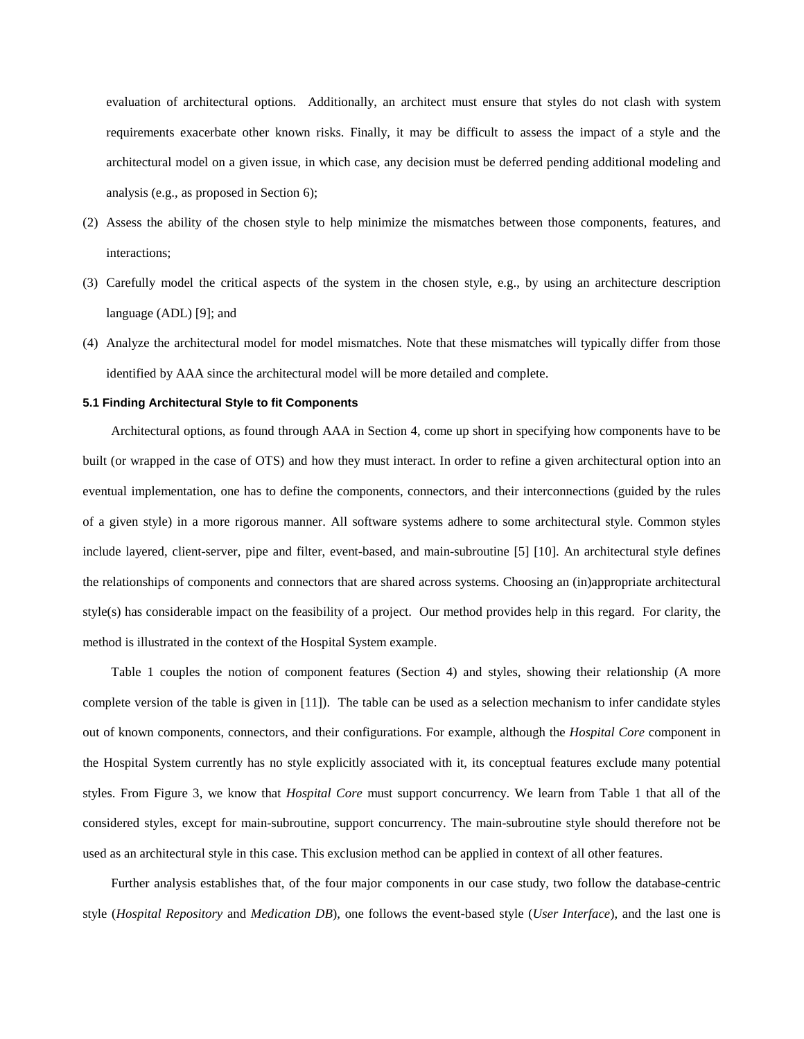evaluation of architectural options. Additionally, an architect must ensure that styles do not clash with system requirements exacerbate other known risks. Finally, it may be difficult to assess the impact of a style and the architectural model on a given issue, in which case, any decision must be deferred pending additional modeling and analysis (e.g., as proposed in Section 6);

(2) Assess the ability of the chosen style to help minimize the mismatches between those components, features, and interactions;

(3) Carefully model the critical aspects of the system in the chosen style, e.g., by using an architecture description language (ADL) [9]; and

(4) Analyze the architectural model for model mismatches. Note that these mismatches will typically differ from those identified by AAA since the architectural model will be more detailed and complete.

### 5.1 Finding Architectural Style to fit Components

Architectural options, as found through AAA in Section 4, come up short in specifying how components have to be built (or wrapped in the case of OTS) and how they must interact. In order to refine a given architectural option into an eventual implementation, one has to define the components, connectors, and their interconnections (guided by the rules of a given style) in a more rigorous manner. All software systems adhere to some architectural style. Common styles include layered, client-server, pipe and filter, event-based, and main-subroutine [5] [10]. An architectural style defines the relationships of components and connectors that are shared across systems. Choosing an (in)appropriate architectural style(s) has considerable impact on the feasibility of a project. Our method provides help in this regard. For clarity, the method is illustrated in the context of the Hospital System example.

Table 1 couples the notion of component features (Section 4) and styles, showing their relationship (A more complete version of the table is given in [11]). The table can be used as a selection mechanism to infer candidate styles out of known components, connectors, and their configurations. For example, although the *Hospital Core* component in the Hospital System currently has no style explicitly associated with it, its conceptual features exclude many potential styles. From Figure 3, we know that *Hospital Core* must support concurrency. We learn from Table 1 that all of the considered styles, except for main-subroutine, support concurrency. The main-subroutine style should therefore not be used as an architectural style in this case. This exclusion method can be applied in context of all other features.

Further analysis establishes that, of the four major components in our case study, two follow the database-centric style (*Hospital Repository* and *Medication DB*), one follows the event-based style (*User Interface*), and the last one is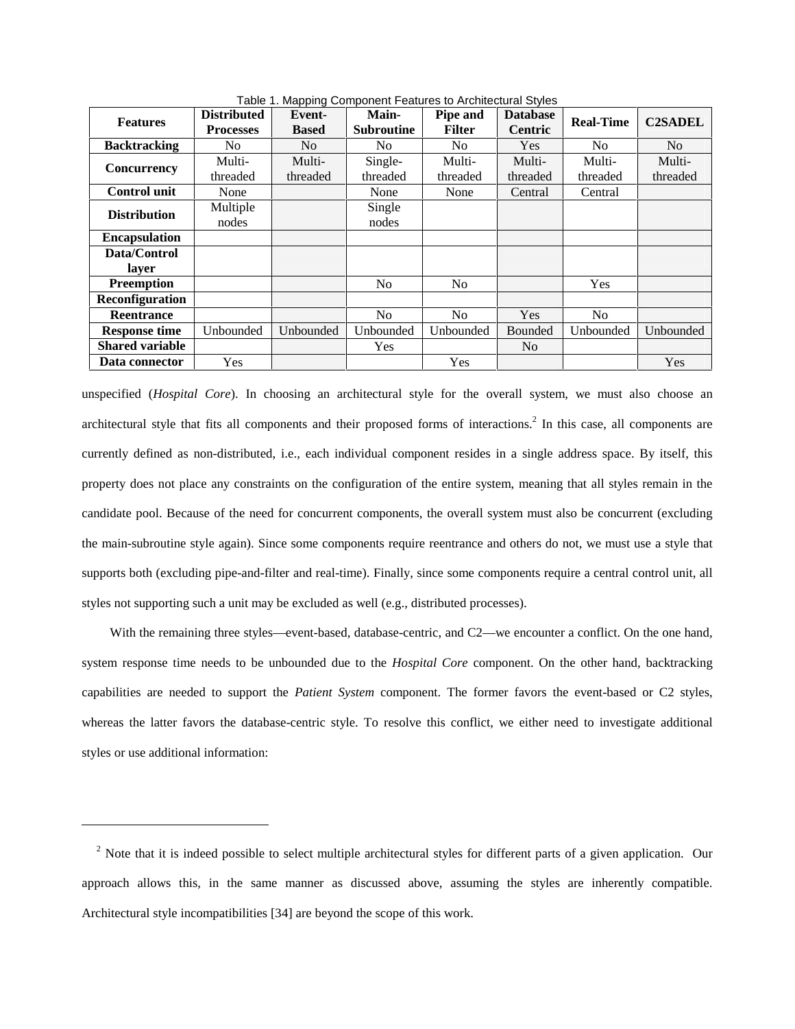Table 1. Mapping Component Features to Architectural Styles

| Features | Distributed Processes | Event-Based | Main-Subroutine | Pipe and Filter | Database Centric | Real-Time | C2SADEL |
|---|---|---|---|---|---|---|---|
| **Backtracking** | No | No | No | No | Yes | No | No |
| **Concurrency** | Multi-threaded | Multi-threaded | Single-threaded | Multi-threaded | Multi-threaded | Multi-threaded | Multi-threaded |
| **Control unit** | None | | None | None | Central | Central | |
| **Distribution** | Multiple nodes | | Single nodes | | | | |
| **Encapsulation** | | | | | | | |
| **Data/Control layer** | | | | | | | |
| **Preemption** | | | No | No | | Yes | |
| **Reconfiguration** | | | | | | | |
| **Reentrance** | | | No | No | Yes | No | |
| **Response time** | Unbounded | Unbounded | Unbounded | Unbounded | Bounded | Unbounded | Unbounded |
| **Shared variable** | | | Yes | | No | | |
| **Data connector** | Yes | | | Yes | | | Yes |

unspecified (*Hospital Core*). In choosing an architectural style for the overall system, we must also choose an architectural style that fits all components and their proposed forms of interactions.[2] In this case, all components are currently defined as non-distributed, i.e., each individual component resides in a single address space. By itself, this property does not place any constraints on the configuration of the entire system, meaning that all styles remain in the candidate pool. Because of the need for concurrent components, the overall system must also be concurrent (excluding the main-subroutine style again). Since some components require reentrance and others do not, we must use a style that supports both (excluding pipe-and-filter and real-time). Finally, since some components require a central control unit, all styles not supporting such a unit may be excluded as well (e.g., distributed processes).

With the remaining three styles—event-based, database-centric, and C2—we encounter a conflict. On the one hand, system response time needs to be unbounded due to the *Hospital Core* component. On the other hand, backtracking capabilities are needed to support the *Patient System* component. The former favors the event-based or C2 styles, whereas the latter favors the database-centric style. To resolve this conflict, we either need to investigate additional styles or use additional information:

[2] Note that it is indeed possible to select multiple architectural styles for different parts of a given application. Our approach allows this, in the same manner as discussed above, assuming the styles are inherently compatible. Architectural style incompatibilities [34] are beyond the scope of this work.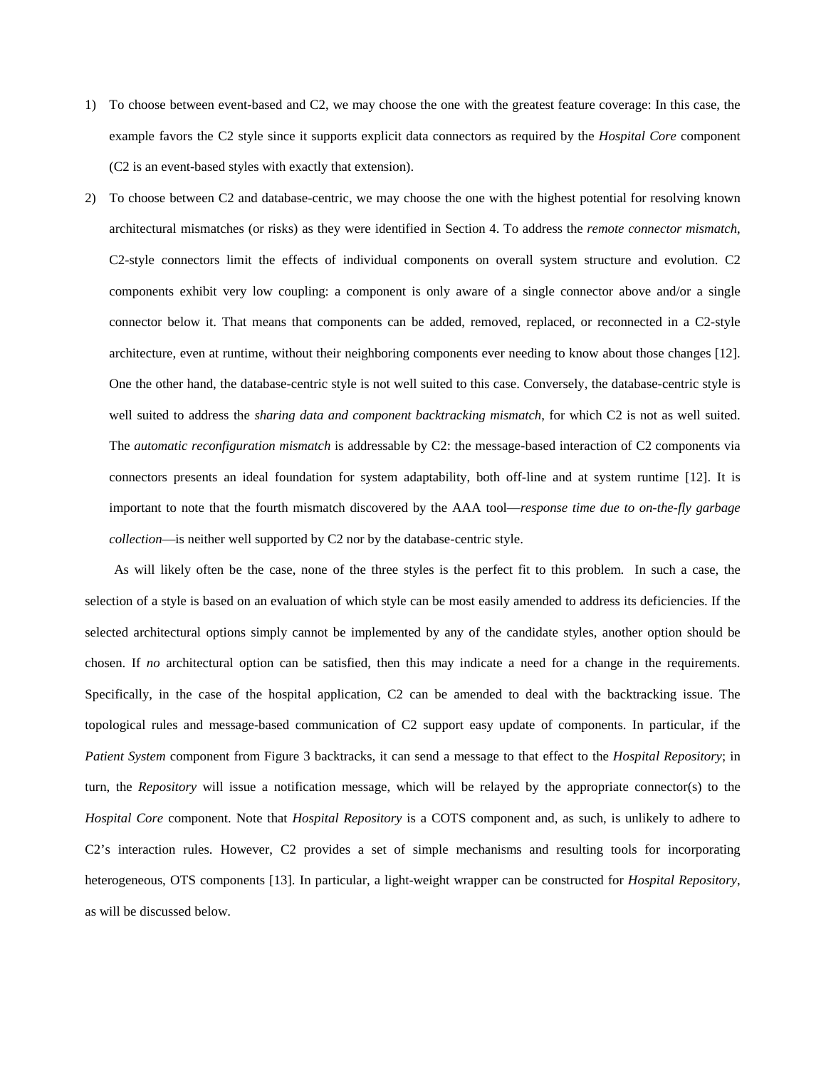1) To choose between event-based and C2, we may choose the one with the greatest feature coverage: In this case, the example favors the C2 style since it supports explicit data connectors as required by the *Hospital Core* component (C2 is an event-based styles with exactly that extension).

2) To choose between C2 and database-centric, we may choose the one with the highest potential for resolving known architectural mismatches (or risks) as they were identified in Section 4. To address the *remote connector mismatch*, C2-style connectors limit the effects of individual components on overall system structure and evolution. C2 components exhibit very low coupling: a component is only aware of a single connector above and/or a single connector below it. That means that components can be added, removed, replaced, or reconnected in a C2-style architecture, even at runtime, without their neighboring components ever needing to know about those changes [12]. One the other hand, the database-centric style is not well suited to this case. Conversely, the database-centric style is well suited to address the *sharing data and component backtracking mismatch*, for which C2 is not as well suited. The *automatic reconfiguration mismatch* is addressable by C2: the message-based interaction of C2 components via connectors presents an ideal foundation for system adaptability, both off-line and at system runtime [12]. It is important to note that the fourth mismatch discovered by the AAA tool—*response time due to on-the-fly garbage collection*—is neither well supported by C2 nor by the database-centric style.

As will likely often be the case, none of the three styles is the perfect fit to this problem. In such a case, the selection of a style is based on an evaluation of which style can be most easily amended to address its deficiencies. If the selected architectural options simply cannot be implemented by any of the candidate styles, another option should be chosen. If *no* architectural option can be satisfied, then this may indicate a need for a change in the requirements. Specifically, in the case of the hospital application, C2 can be amended to deal with the backtracking issue. The topological rules and message-based communication of C2 support easy update of components. In particular, if the *Patient System* component from Figure 3 backtracks, it can send a message to that effect to the *Hospital Repository*; in turn, the *Repository* will issue a notification message, which will be relayed by the appropriate connector(s) to the *Hospital Core* component. Note that *Hospital Repository* is a COTS component and, as such, is unlikely to adhere to C2's interaction rules. However, C2 provides a set of simple mechanisms and resulting tools for incorporating heterogeneous, OTS components [13]. In particular, a light-weight wrapper can be constructed for *Hospital Repository*, as will be discussed below.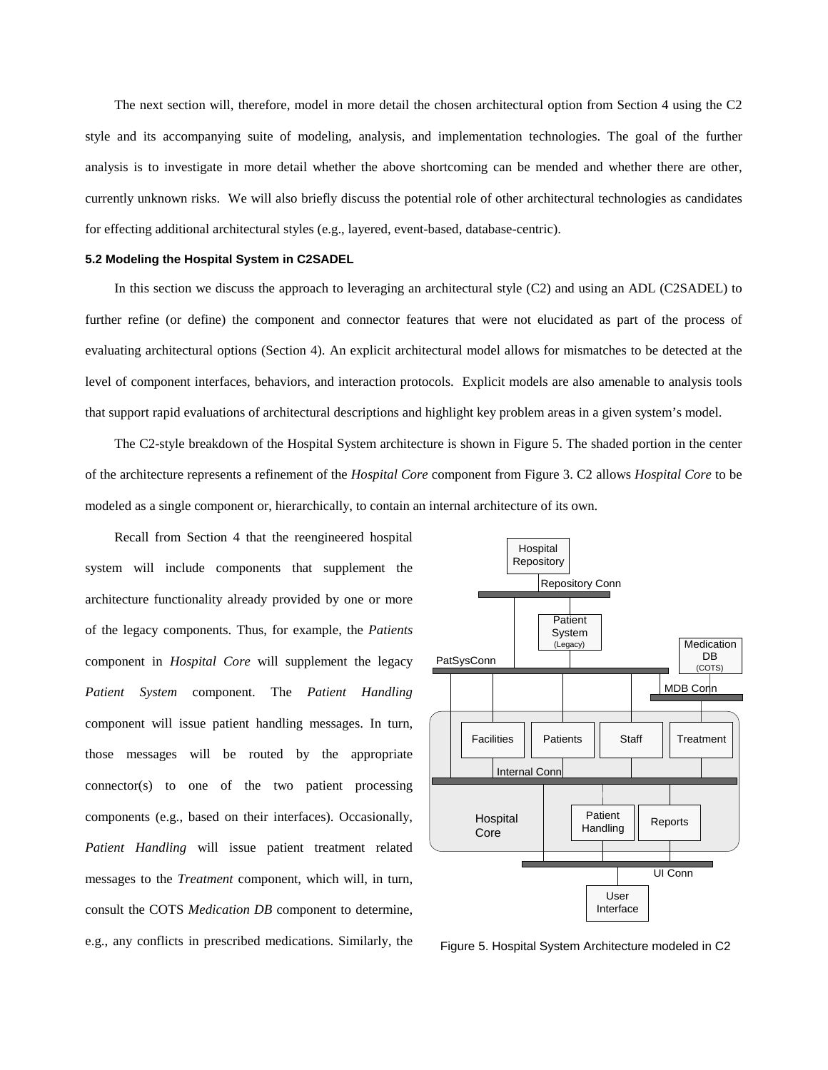The next section will, therefore, model in more detail the chosen architectural option from Section 4 using the C2 style and its accompanying suite of modeling, analysis, and implementation technologies. The goal of the further analysis is to investigate in more detail whether the above shortcoming can be mended and whether there are other, currently unknown risks. We will also briefly discuss the potential role of other architectural technologies as candidates for effecting additional architectural styles (e.g., layered, event-based, database-centric).

### 5.2 Modeling the Hospital System in C2SADEL

In this section we discuss the approach to leveraging an architectural style (C2) and using an ADL (C2SADEL) to further refine (or define) the component and connector features that were not elucidated as part of the process of evaluating architectural options (Section 4). An explicit architectural model allows for mismatches to be detected at the level of component interfaces, behaviors, and interaction protocols. Explicit models are also amenable to analysis tools that support rapid evaluations of architectural descriptions and highlight key problem areas in a given system's model.

The C2-style breakdown of the Hospital System architecture is shown in Figure 5. The shaded portion in the center of the architecture represents a refinement of the *Hospital Core* component from Figure 3. C2 allows *Hospital Core* to be modeled as a single component or, hierarchically, to contain an internal architecture of its own.

Recall from Section 4 that the reengineered hospital system will include components that supplement the architecture functionality already provided by one or more of the legacy components. Thus, for example, the *Patients* component in *Hospital Core* will supplement the legacy *Patient System* component. The *Patient Handling* component will issue patient handling messages. In turn, those messages will be routed by the appropriate connector(s) to one of the two patient processing components (e.g., based on their interfaces). Occasionally, *Patient Handling* will issue patient treatment related messages to the *Treatment* component, which will, in turn, consult the COTS *Medication DB* component to determine, e.g., any conflicts in prescribed medications. Similarly, the

Figure 5. Hospital System Architecture modeled in C2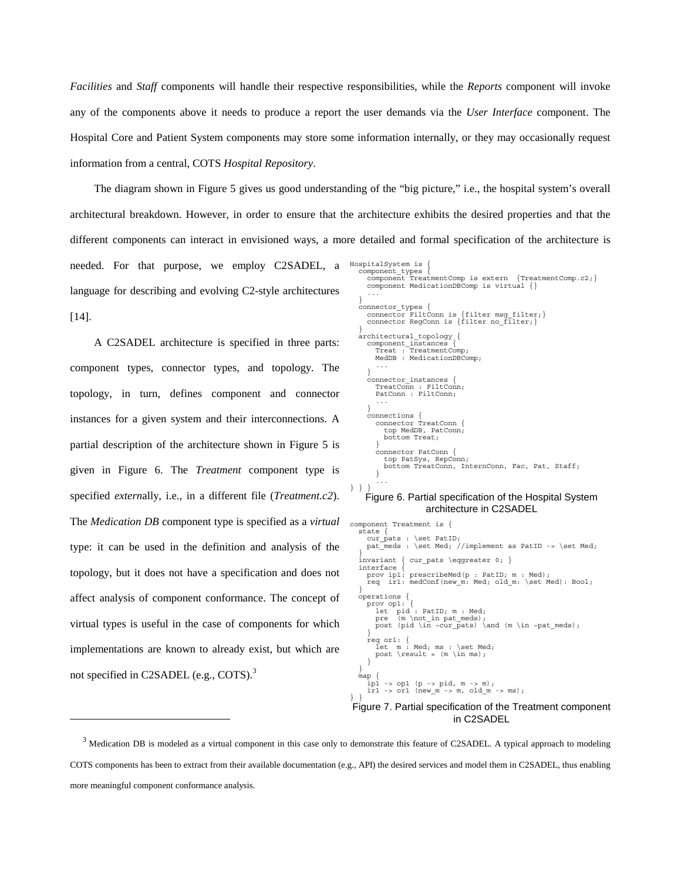*Facilities* and *Staff* components will handle their respective responsibilities, while the *Reports* component will invoke any of the components above it needs to produce a report the user demands via the *User Interface* component. The Hospital Core and Patient System components may store some information internally, or they may occasionally request information from a central, COTS *Hospital Repository*.

The diagram shown in Figure 5 gives us good understanding of the "big picture," i.e., the hospital system's overall architectural breakdown. However, in order to ensure that the architecture exhibits the desired properties and that the different components can interact in envisioned ways, a more detailed and formal specification of the architecture is needed. For that purpose, we employ C2SADEL, a language for describing and evolving C2-style architectures [14].

A C2SADEL architecture is specified in three parts: component types, connector types, and topology. The topology, in turn, defines component and connector instances for a given system and their interconnections. A partial description of the architecture shown in Figure 5 is given in Figure 6. The *Treatment* component type is specified *extern*ally, i.e., in a different file (*Treatment.c2*). The *Medication DB* component type is specified as a *virtual* type: it can be used in the definition and analysis of the topology, but it does not have a specification and does not affect analysis of component conformance. The concept of virtual types is useful in the case of components for which implementations are known to already exist, but which are not specified in C2SADEL (e.g., COTS).[3]

```
HospitalSystem is {
  component_types {
    component TreatmentComp is extern  {TreatmentComp.c2;}
    component MedicationDBComp is virtual {}
    ...
  }
  connector_types {
    connector FiltConn is {filter msg_filter;}
    connector RegConn is {filter no_filter;}
  }
  architectural_topology {
    component_instances {
      Treat : TreatmentComp;
      MedDB : MedicationDBComp;
      ...
    }
    connector_instances {
      TreatConn : FiltConn;
      PatConn : FiltConn;
      ...
    }
    connections {
      connector TreatConn {
        top MedDB, PatConn;
        bottom Treat;
      }
      connector PatConn {
        top PatSys, RepConn;
        bottom TreatConn, InternConn, Fac, Pat, Staff;
      }
      ...
} } }
```

Figure 6. Partial specification of the Hospital System architecture in C2SADEL

```
component Treatment is {
  state {
    cur_pats : \set PatID;
    pat_meds : \set Med; //implement as PatID -> \set Med;
  }
  invariant { cur_pats \eqgreater 0; }
  interface {
    prov ip1: prescribeMed(p : PatID; m : Med);
    req  ir1: medConf(new_m: Med; old_m: \set Med): Bool;
  }
  operations {
    prov op1: {
      let  pid : PatID; m : Med;
      pre  (m \not_in pat_meds);
      post (pid \in ~cur_pats) \and (m \in ~pat_meds);
    }
    req or1: {
      let  m : Med; ms : \set Med;
      post \result = (m \in ms);
    }
  }
  map {
    ip1 -> op1 (p -> pid, m -> m);
    ir1 -> or1 (new_m -> m, old_m -> ms);
} }
```

Figure 7. Partial specification of the Treatment component in C2SADEL

---

[3] Medication DB is modeled as a virtual component in this case only to demonstrate this feature of C2SADEL. A typical approach to modeling COTS components has been to extract from their available documentation (e.g., API) the desired services and model them in C2SADEL, thus enabling more meaningful component conformance analysis.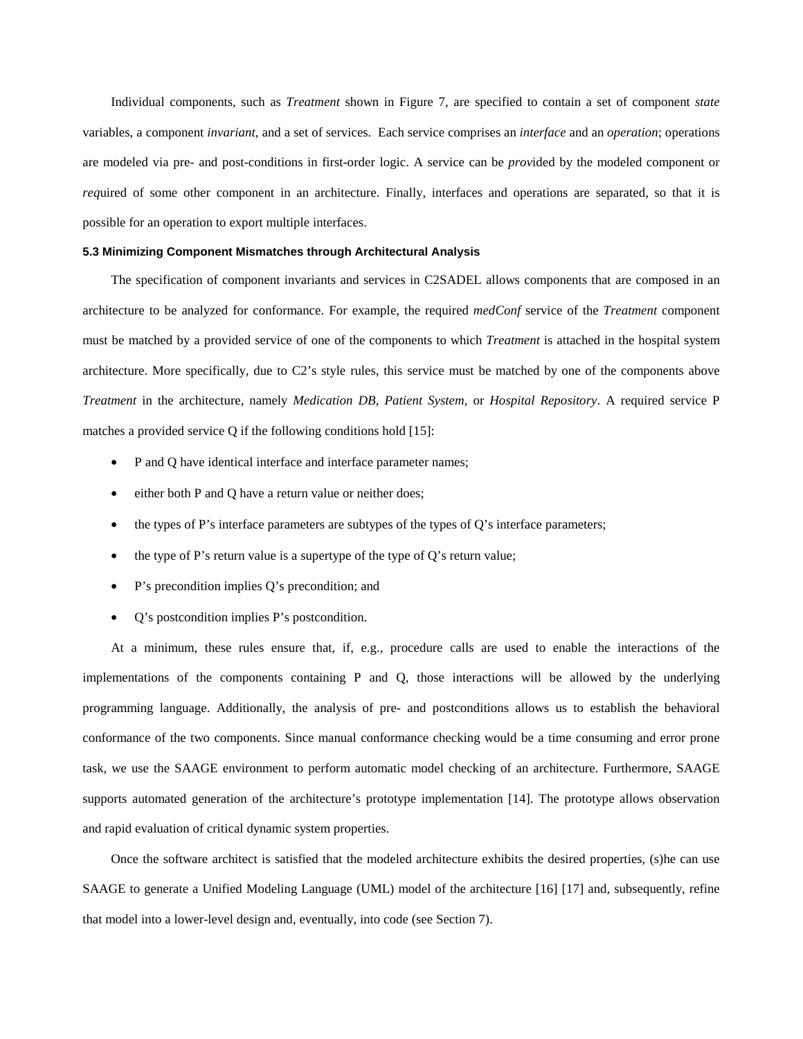Individual components, such as *Treatment* shown in Figure 7, are specified to contain a set of component *state* variables, a component *invariant*, and a set of services. Each service comprises an *interface* and an *operation*; operations are modeled via pre- and post-conditions in first-order logic. A service can be *prov*ided by the modeled component or *req*uired of some other component in an architecture. Finally, interfaces and operations are separated, so that it is possible for an operation to export multiple interfaces.

#### 5.3 Minimizing Component Mismatches through Architectural Analysis

The specification of component invariants and services in C2SADEL allows components that are composed in an architecture to be analyzed for conformance. For example, the required *medConf* service of the *Treatment* component must be matched by a provided service of one of the components to which *Treatment* is attached in the hospital system architecture. More specifically, due to C2's style rules, this service must be matched by one of the components above *Treatment* in the architecture, namely *Medication DB*, *Patient System*, or *Hospital Repository*. A required service P matches a provided service Q if the following conditions hold [15]:

- P and Q have identical interface and interface parameter names;
- either both P and Q have a return value or neither does;
- the types of P's interface parameters are subtypes of the types of Q's interface parameters;
- the type of P's return value is a supertype of the type of Q's return value;
- P's precondition implies Q's precondition; and
- Q's postcondition implies P's postcondition.

At a minimum, these rules ensure that, if, e.g., procedure calls are used to enable the interactions of the implementations of the components containing P and Q, those interactions will be allowed by the underlying programming language. Additionally, the analysis of pre- and postconditions allows us to establish the behavioral conformance of the two components. Since manual conformance checking would be a time consuming and error prone task, we use the SAAGE environment to perform automatic model checking of an architecture. Furthermore, SAAGE supports automated generation of the architecture's prototype implementation [14]. The prototype allows observation and rapid evaluation of critical dynamic system properties.

Once the software architect is satisfied that the modeled architecture exhibits the desired properties, (s)he can use SAAGE to generate a Unified Modeling Language (UML) model of the architecture [16] [17] and, subsequently, refine that model into a lower-level design and, eventually, into code (see Section 7).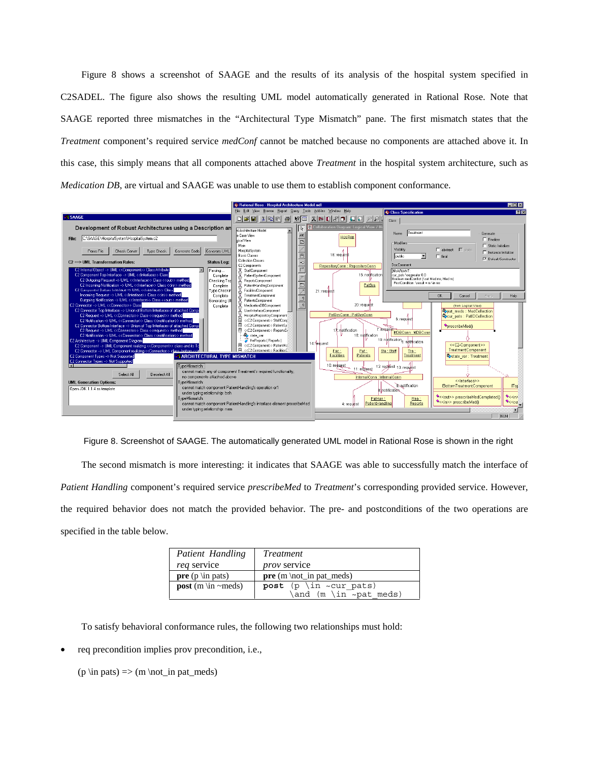Figure 8 shows a screenshot of SAAGE and the results of its analysis of the hospital system specified in C2SADEL. The figure also shows the resulting UML model automatically generated in Rational Rose. Note that SAAGE reported three mismatches in the "Architectural Type Mismatch" pane. The first mismatch states that the *Treatment* component's required service *medConf* cannot be matched because no components are attached above it. In this case, this simply means that all components attached above *Treatment* in the hospital system architecture, such as *Medication DB*, are virtual and SAAGE was unable to use them to establish component conformance.

Figure 8. Screenshot of SAAGE. The automatically generated UML model in Rational Rose is shown in the right

The second mismatch is more interesting: it indicates that SAAGE was able to successfully match the interface of *Patient Handling* component's required service *prescribeMed* to *Treatment*'s corresponding provided service. However, the required behavior does not match the provided behavior. The pre- and postconditions of the two operations are specified in the table below.

| *Patient Handling* *req* service | *Treatment* *prov* service |
|---|---|
| **pre** (p \in pats) | **pre** (m \not_in pat_meds) |
| **post** (m \in ~meds) | **post** (p \in ~cur_pats) \and (m \in ~pat_meds) |

To satisfy behavioral conformance rules, the following two relationships must hold:

- req precondition implies prov precondition, i.e.,

  (p \in pats) => (m \not_in pat_meds)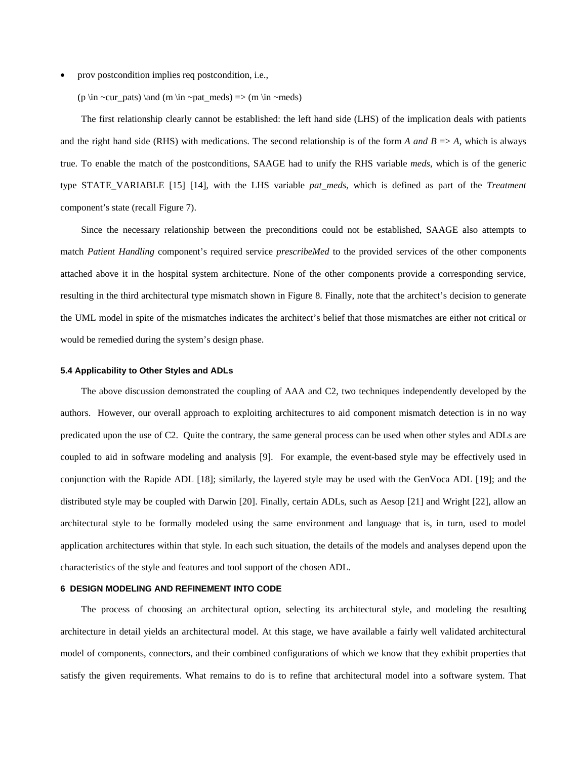- prov postcondition implies req postcondition, i.e.,

  (p \in ~cur_pats) \and (m \in ~pat_meds) => (m \in ~meds)

The first relationship clearly cannot be established: the left hand side (LHS) of the implication deals with patients and the right hand side (RHS) with medications. The second relationship is of the form *A and B => A*, which is always true. To enable the match of the postconditions, SAAGE had to unify the RHS variable *meds*, which is of the generic type STATE_VARIABLE [15] [14], with the LHS variable *pat_meds*, which is defined as part of the *Treatment* component's state (recall Figure 7).

Since the necessary relationship between the preconditions could not be established, SAAGE also attempts to match *Patient Handling* component's required service *prescribeMed* to the provided services of the other components attached above it in the hospital system architecture. None of the other components provide a corresponding service, resulting in the third architectural type mismatch shown in Figure 8. Finally, note that the architect's decision to generate the UML model in spite of the mismatches indicates the architect's belief that those mismatches are either not critical or would be remedied during the system's design phase.

### 5.4 Applicability to Other Styles and ADLs

The above discussion demonstrated the coupling of AAA and C2, two techniques independently developed by the authors. However, our overall approach to exploiting architectures to aid component mismatch detection is in no way predicated upon the use of C2. Quite the contrary, the same general process can be used when other styles and ADLs are coupled to aid in software modeling and analysis [9]. For example, the event-based style may be effectively used in conjunction with the Rapide ADL [18]; similarly, the layered style may be used with the GenVoca ADL [19]; and the distributed style may be coupled with Darwin [20]. Finally, certain ADLs, such as Aesop [21] and Wright [22], allow an architectural style to be formally modeled using the same environment and language that is, in turn, used to model application architectures within that style. In each such situation, the details of the models and analyses depend upon the characteristics of the style and features and tool support of the chosen ADL.

## 6 DESIGN MODELING AND REFINEMENT INTO CODE

The process of choosing an architectural option, selecting its architectural style, and modeling the resulting architecture in detail yields an architectural model. At this stage, we have available a fairly well validated architectural model of components, connectors, and their combined configurations of which we know that they exhibit properties that satisfy the given requirements. What remains to do is to refine that architectural model into a software system. That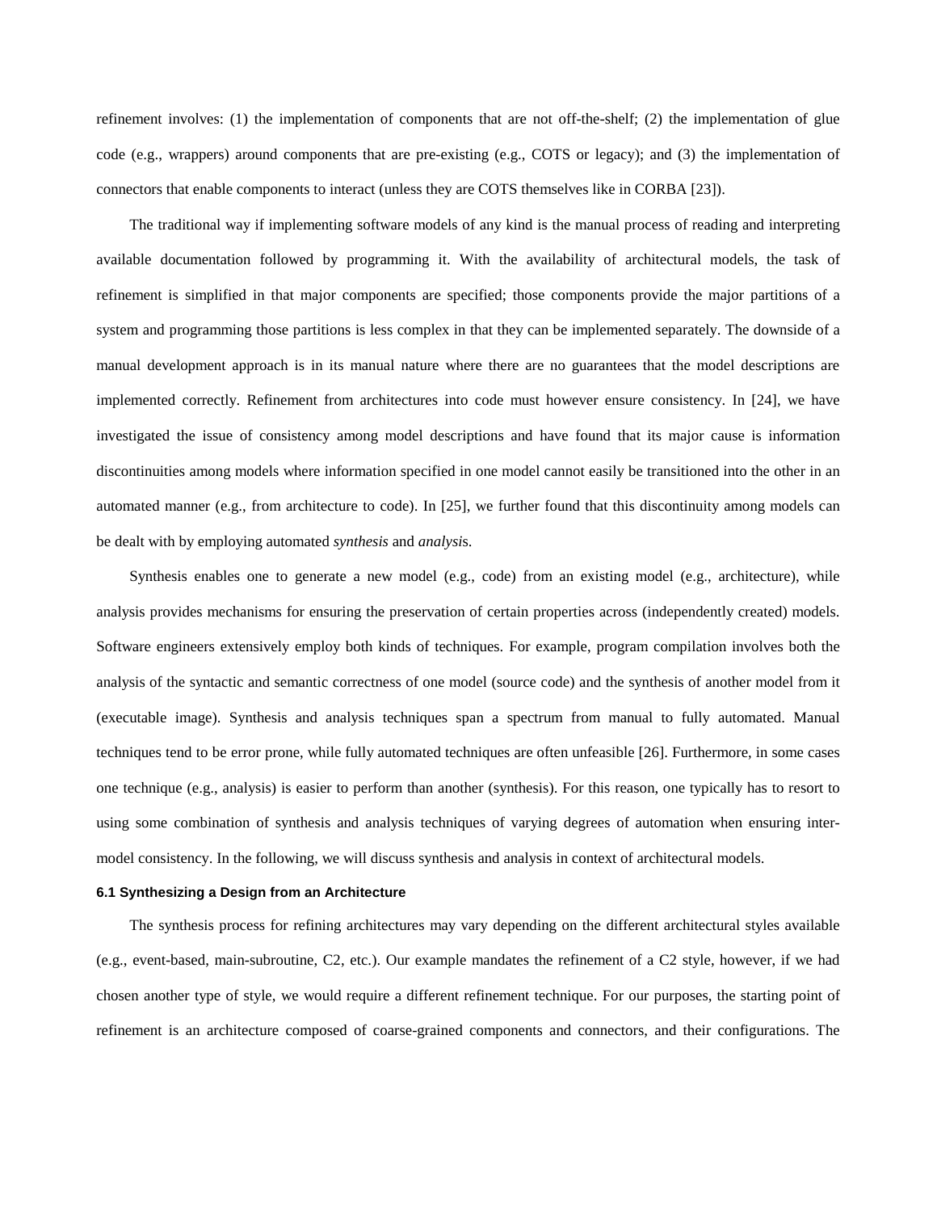refinement involves: (1) the implementation of components that are not off-the-shelf; (2) the implementation of glue code (e.g., wrappers) around components that are pre-existing (e.g., COTS or legacy); and (3) the implementation of connectors that enable components to interact (unless they are COTS themselves like in CORBA [23]).

The traditional way if implementing software models of any kind is the manual process of reading and interpreting available documentation followed by programming it. With the availability of architectural models, the task of refinement is simplified in that major components are specified; those components provide the major partitions of a system and programming those partitions is less complex in that they can be implemented separately. The downside of a manual development approach is in its manual nature where there no guarantees that the model descriptions are implemented correctly. Refinement from architectures into code must however ensure consistency. In [24], we have investigated the issue of consistency among model descriptions and have found that its major cause is information discontinuities among models where information specified in one model cannot easily be transitioned into the other in an automated manner (e.g., from architecture to code). In [25], we further found that this discontinuity among models can be dealt with by employing automated *synthesis* and *analysi*s.

Synthesis enables one to generate a new model (e.g., code) from an existing model (e.g., architecture), while analysis provides mechanisms for ensuring the preservation of certain properties across (independently created) models. Software engineers extensively employ both kinds of techniques. For example, program compilation involves both the analysis of the syntactic and semantic correctness of one model (source code) and the synthesis of another model from it (executable image). Synthesis and analysis techniques span a spectrum from manual to fully automated. Manual techniques tend to be error prone, while fully automated techniques are often unfeasible [26]. Furthermore, in some cases one technique (e.g., analysis) is easier to perform than another (synthesis). For this reason, one typically has to resort to using some combination of synthesis and analysis techniques of varying degrees of automation when ensuring inter-model consistency. In the following, we will discuss synthesis and analysis in context of architectural models.

#### 6.1 Synthesizing a Design from an Architecture

The synthesis process for refining architectures may vary depending on the different architectural styles available (e.g., event-based, main-subroutine, C2, etc.). Our example mandates the refinement of a C2 style, however, if we had chosen another type of style, we would require a different refinement technique. For our purposes, the starting point of refinement is an architecture composed of coarse-grained components and connectors, and their configurations. The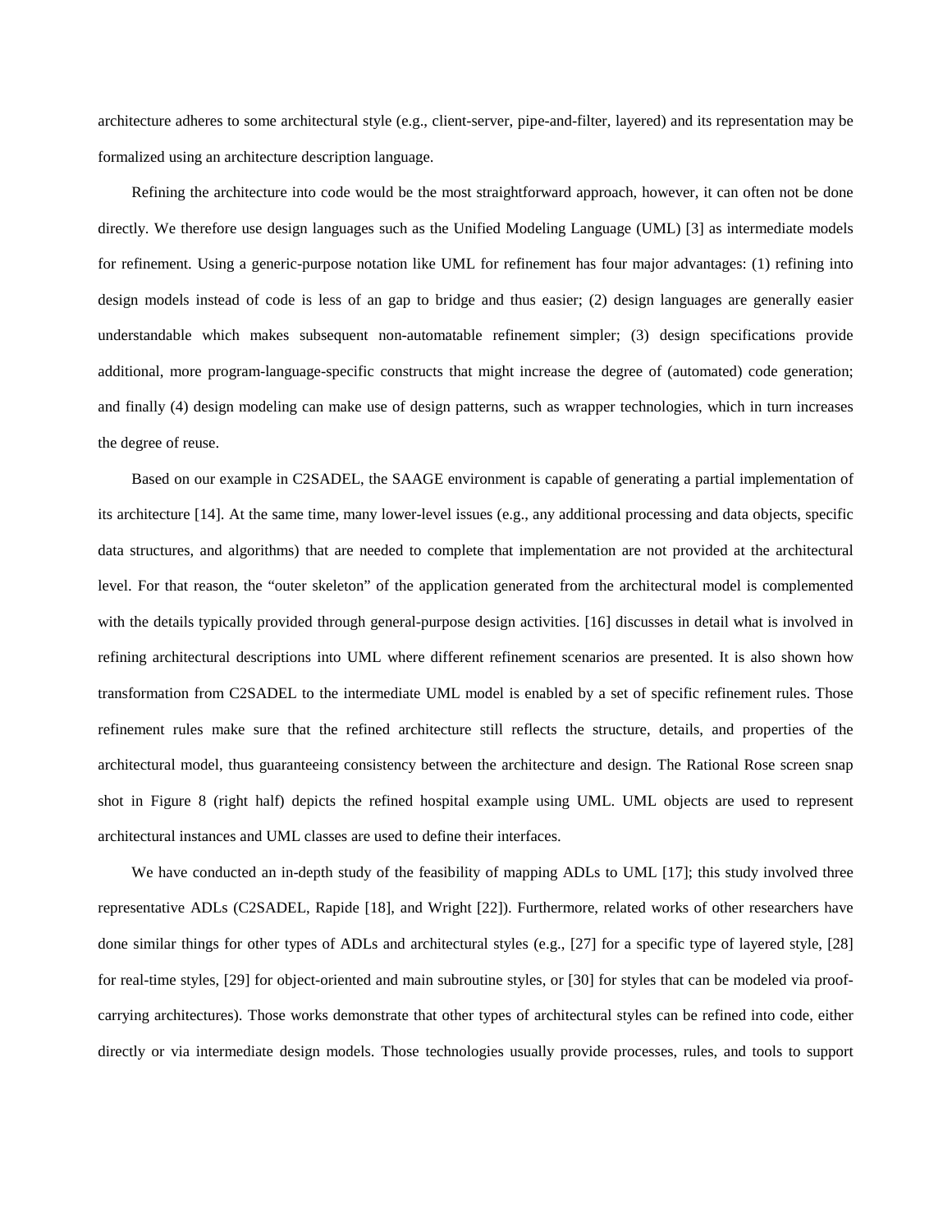architecture adheres to some architectural style (e.g., client-server, pipe-and-filter, layered) and its representation may be formalized using an architecture description language.

Refining the architecture into code would be the most straightforward approach, however, it can often not be done directly. We therefore use design languages such as the Unified Modeling Language (UML) [3] as intermediate models for refinement. Using a generic-purpose notation like UML for refinement has four major advantages: (1) refining into design models instead of code is less of an gap to bridge and thus easier; (2) design languages are generally easier understandable which makes subsequent non-automatable refinement simpler; (3) design specifications provide additional, more program-language-specific constructs that might increase the degree of (automated) code generation; and finally (4) design modeling can make use of design patterns, such as wrapper technologies, which in turn increases the degree of reuse.

Based on our example in C2SADEL, the SAAGE environment is capable of generating a partial implementation of its architecture [14]. At the same time, many lower-level issues (e.g., any additional processing and data objects, specific data structures, and algorithms) that are needed to complete that implementation are not provided at the architectural level. For that reason, the "outer skeleton" of the application generated from the architectural model is complemented with the details typically provided through general-purpose design activities. [16] discusses in detail what is involved in refining architectural descriptions into UML where different refinement scenarios are presented. It is also shown how transformation from C2SADEL to the intermediate UML model is enabled by a set of specific refinement rules. Those refinement rules make sure that the refined architecture still reflects the structure, details, and properties of the architectural model, thus guaranteeing consistency between the architecture and design. The Rational Rose screen snap shot in Figure 8 (right half) depicts the refined hospital example using UML. UML objects are used to represent architectural instances and UML classes are used to define their interfaces.

We have conducted an in-depth study of the feasibility of mapping ADLs to UML [17]; this study involved three representative ADLs (C2SADEL, Rapide [18], and Wright [22]). Furthermore, related works of other researchers have done similar things for other types of ADLs and architectural styles (e.g., [27] for a specific type of layered style, [28] for real-time styles, [29] for object-oriented and main subroutine styles, or [30] for styles that can be modeled via proof-carrying architectures). Those works demonstrate that other types of architectural styles can be refined into code, either directly or via intermediate design models. Those technologies usually provide processes, rules, and tools to support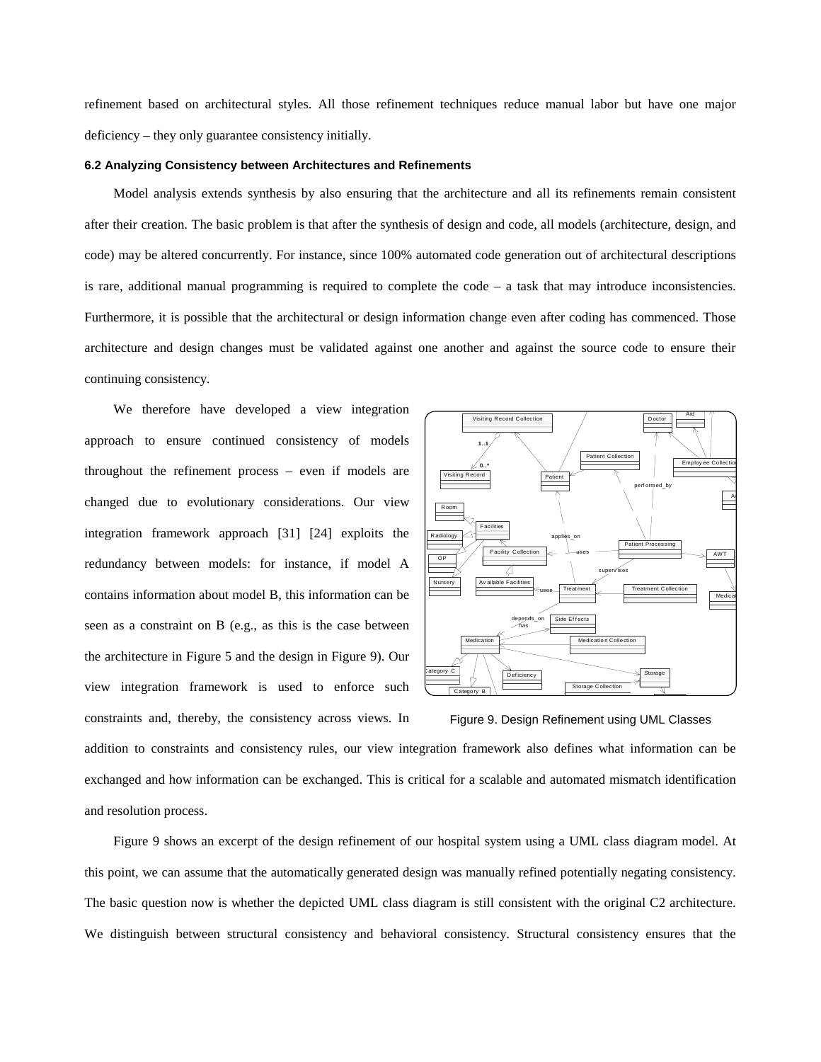refinement based on architectural styles. All those refinement techniques reduce manual labor but have one major deficiency – they only guarantee consistency initially.

### 6.2 Analyzing Consistency between Architectures and Refinements

Model analysis extends synthesis by also ensuring that the architecture and all its refinements remain consistent after their creation. The basic problem is that after the synthesis of design and code, all models (architecture, design, and code) may be altered concurrently. For instance, since 100% automated code generation out of architectural descriptions is rare, additional manual programming is required to complete the code – a task that may introduce inconsistencies. Furthermore, it is possible that the architectural or design information change even after coding has commenced. Those architecture and design changes must be validated against one another and against the source code to ensure their continuing consistency.

We therefore have developed a view integration approach to ensure continued consistency of models throughout the refinement process – even if models are changed due to evolutionary considerations. Our view integration framework approach [31] [24] exploits the redundancy between models: for instance, if model A contains information about model B, this information can be seen as a constraint on B (e.g., as this is the case between the architecture in Figure 5 and the design in Figure 9). Our view integration framework is used to enforce such constraints and, thereby, the consistency across views. In addition to constraints and consistency rules, our view integration framework also defines what information can be exchanged and how information can be exchanged. This is critical for a scalable and automated mismatch identification and resolution process.

Figure 9. Design Refinement using UML Classes

Figure 9 shows an excerpt of the design refinement of our hospital system using a UML class diagram model. At this point, we can assume that the automatically generated design was manually refined potentially negating consistency. The basic question now is whether the depicted UML class diagram is still consistent with the original C2 architecture. We distinguish between structural consistency and behavioral consistency. Structural consistency ensures that the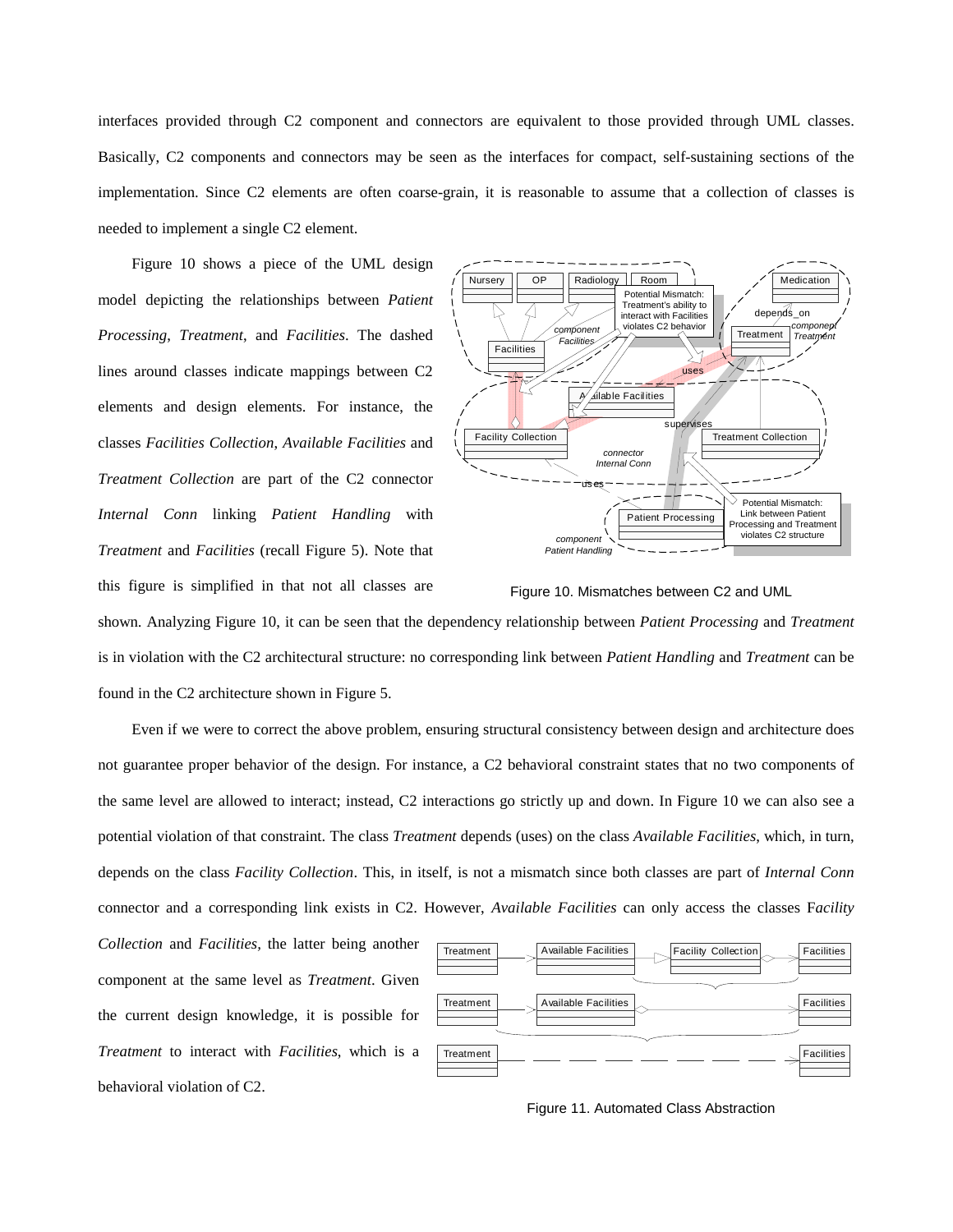interfaces provided through C2 component and connectors are equivalent to those provided through UML classes. Basically, C2 components and connectors may be seen as the interfaces for compact, self-sustaining sections of the implementation. Since C2 elements are often coarse-grain, it is reasonable to assume that a collection of classes is needed to implement a single C2 element.

Figure 10 shows a piece of the UML design model depicting the relationships between *Patient Processing*, *Treatment*, and *Facilities*. The dashed lines around classes indicate mappings between C2 elements and design elements. For instance, the classes *Facilities Collection*, *Available Facilities* and *Treatment Collection* are part of the C2 connector *Internal Conn* linking *Patient Handling* with *Treatment* and *Facilities* (recall Figure 5). Note that this figure is simplified in that not all classes are shown. Analyzing Figure 10, it can be seen that the dependency relationship between *Patient Processing* and *Treatment* is in violation with the C2 architectural structure: no corresponding link between *Patient Handling* and *Treatment* can be found in the C2 architecture shown in Figure 5.

Figure 10. Mismatches between C2 and UML

Even if we were to correct the above problem, ensuring structural consistency between design and architecture does not guarantee proper behavior of the design. For instance, a C2 behavioral constraint states that no two components of the same level are allowed to interact; instead, C2 interactions go strictly up and down. In Figure 10 we can also see a potential violation of that constraint. The class *Treatment* depends (uses) on the class *Available Facilities*, which, in turn, depends on the class *Facility Collection*. This, in itself, is not a mismatch since both classes are part of *Internal Conn* connector and a corresponding link exists in C2. However, *Available Facilities* can only access the classes F*acility Collection* and *Facilities*, the latter being another component at the same level as *Treatment*. Given the current design knowledge, it is possible for *Treatment* to interact with *Facilities*, which is a behavioral violation of C2.

Figure 11. Automated Class Abstraction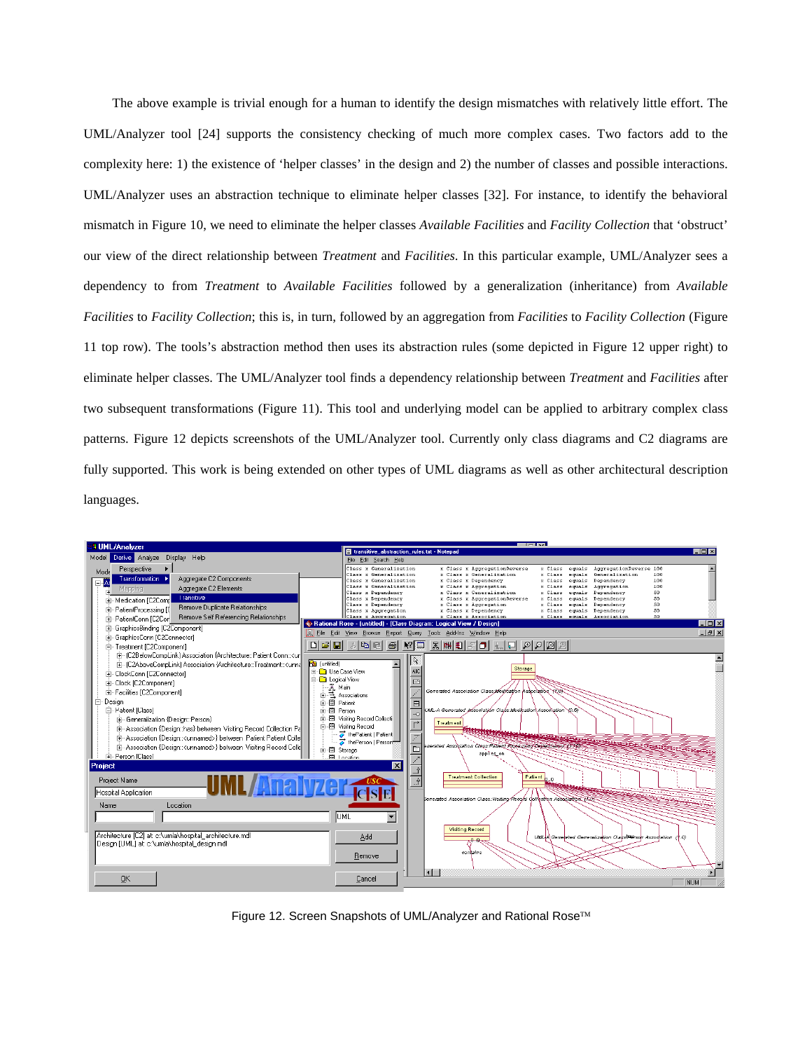The above example is trivial enough for a human to identify the design mismatches with relatively little effort. The UML/Analyzer tool [24] supports the consistency checking of much more complex cases. Two factors add to the complexity here: 1) the existence of 'helper classes' in the design and 2) the number of classes and possible interactions. UML/Analyzer uses an abstraction technique to eliminate helper classes [32]. For instance, to identify the behavioral mismatch in Figure 10, we need to eliminate the helper classes *Available Facilities* and *Facility Collection* that 'obstruct' our view of the direct relationship between *Treatment* and *Facilities*. In this particular example, UML/Analyzer sees a dependency to from *Treatment* to *Available Facilities* followed by a generalization (inheritance) from *Available Facilities* to *Facility Collection*; this is, in turn, followed by an aggregation from *Facilities* to *Facility Collection* (Figure 11 top row). The tools's abstraction method then uses its abstraction rules (some depicted in Figure 12 upper right) to eliminate helper classes. The UML/Analyzer tool finds a dependency relationship between *Treatment* and *Facilities* after two subsequent transformations (Figure 11). This tool and underlying model can be applied to arbitrary complex class patterns. Figure 12 depicts screenshots of the UML/Analyzer tool. Currently only class diagrams and C2 diagrams are fully supported. This work is being extended on other types of UML diagrams as well as other architectural description languages.

Figure 12. Screen Snapshots of UML/Analyzer and Rational Rose™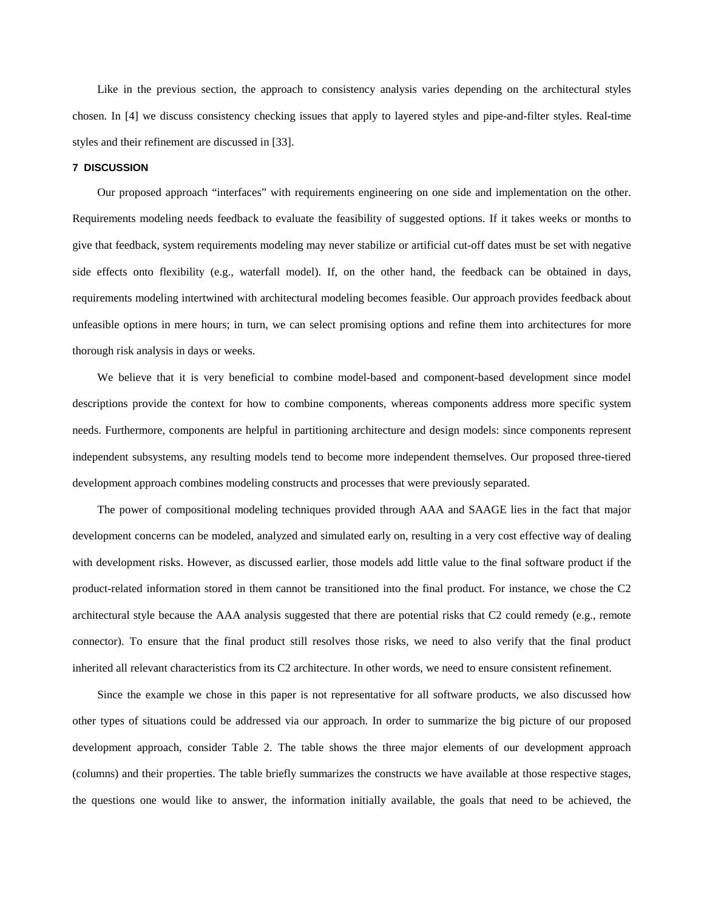Like in the previous section, the approach to consistency analysis varies depending on the architectural styles chosen. In [4] we discuss consistency checking issues that apply to layered styles and pipe-and-filter styles. Real-time styles and their refinement are discussed in [33].

## 7 DISCUSSION

Our proposed approach "interfaces" with requirements engineering on one side and implementation on the other. Requirements modeling needs feedback to evaluate the feasibility of suggested options. If it takes weeks or months to give that feedback, system requirements modeling may never stabilize or artificial cut-off dates must be set with negative side effects onto flexibility (e.g., waterfall model). If, on the other hand, the feedback can be obtained in days, requirements modeling intertwined with architectural modeling becomes feasible. Our approach provides feedback about unfeasible options in mere hours; in turn, we can select promising options and refine them into architectures for more thorough risk analysis in days or weeks.

We believe that it is very beneficial to combine model-based and component-based development since model descriptions provide the context for how to combine components, whereas components address more specific system needs. Furthermore, components are helpful in partitioning architecture and design models: since components represent independent subsystems, any resulting models tend to become more independent themselves. Our proposed three-tiered development approach combines modeling constructs and processes that were previously separated.

The power of compositional modeling techniques provided through AAA and SAAGE lies in the fact that major development concerns can be modeled, analyzed and simulated early on, resulting in a very cost effective way of dealing with development risks. However, as discussed earlier, those models add little value to the final software product if the product-related information stored in them cannot be transitioned into the final product. For instance, we chose the C2 architectural style because the AAA analysis suggested that there are potential risks that C2 could remedy (e.g., remote connector). To ensure that the final product still resolves those risks, we need to also verify that the final product inherited all relevant characteristics from its C2 architecture. In other words, we need to ensure consistent refinement.

Since the example we chose in this paper is not representative for all software products, we also discussed how other types of situations could be addressed via our approach. In order to summarize the big picture of our proposed development approach, consider Table 2. The table shows the three major elements of our development approach (columns) and their properties. The table briefly summarizes the constructs we have available at those respective stages, the questions one would like to answer, the information initially available, the goals that need to be achieved, the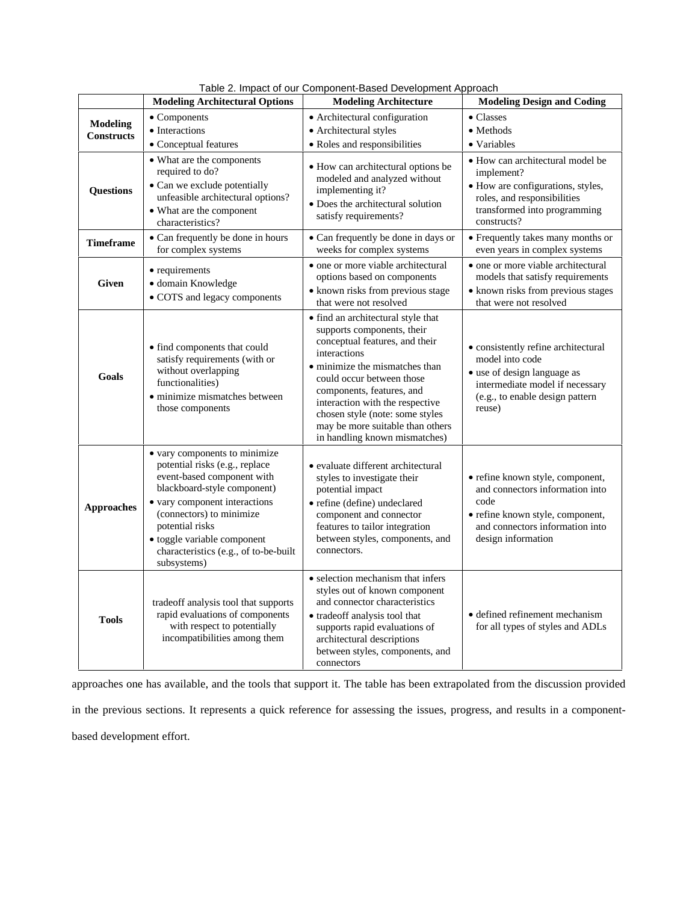Table 2. Impact of our Component-Based Development Approach

| | Modeling Architectural Options | Modeling Architecture | Modeling Design and Coding |
|---|---|---|---|
| **Modeling Constructs** | • Components<br>• Interactions<br>• Conceptual features | • Architectural configuration<br>• Architectural styles<br>• Roles and responsibilities | • Classes<br>• Methods<br>• Variables |
| **Questions** | • What are the components required to do?<br>• Can we exclude potentially unfeasible architectural options?<br>• What are the component characteristics? | • How can architectural options be modeled and analyzed without implementing it?<br>• Does the architectural solution satisfy requirements? | • How can architectural model be implement?<br>• How are configurations, styles, roles, and responsibilities transformed into programming constructs? |
| **Timeframe** | • Can frequently be done in hours for complex systems | • Can frequently be done in days or weeks for complex systems | • Frequently takes many months or even years in complex systems |
| **Given** | • requirements<br>• domain Knowledge<br>• COTS and legacy components | • one or more viable architectural options based on components<br>• known risks from previous stage that were not resolved | • one or more viable architectural models that satisfy requirements<br>• known risks from previous stages that were not resolved |
| **Goals** | • find components that could satisfy requirements (with or without overlapping functionalities)<br>• minimize mismatches between those components | • find an architectural style that supports components, their conceptual features, and their interactions<br>• minimize the mismatches than could occur between those components, features, and interaction with the respective chosen style (note: some styles may be more suitable than others in handling known mismatches) | • consistently refine architectural model into code<br>• use of design language as intermediate model if necessary (e.g., to enable design pattern reuse) |
| **Approaches** | • vary components to minimize potential risks (e.g., replace event-based component with blackboard-style component)<br>• vary component interactions (connectors) to minimize potential risks<br>• toggle variable component characteristics (e.g., of to-be-built subsystems) | • evaluate different architectural styles to investigate their potential impact<br>• refine (define) undeclared component and connector features to tailor integration between styles, components, and connectors. | • refine known style, component, and connectors information into code<br>• refine known style, component, and connectors information into design information |
| **Tools** | tradeoff analysis tool that supports rapid evaluations of components with respect to potentially incompatibilities among them | • selection mechanism that infers styles out of known component and connector characteristics<br>• tradeoff analysis tool that supports rapid evaluations of architectural descriptions between styles, components, and connectors | • defined refinement mechanism for all types of styles and ADLs |

approaches one has available, and the tools that support it. The table has been extrapolated from the discussion provided in the previous sections. It represents a quick reference for assessing the issues, progress, and results in a component-based development effort.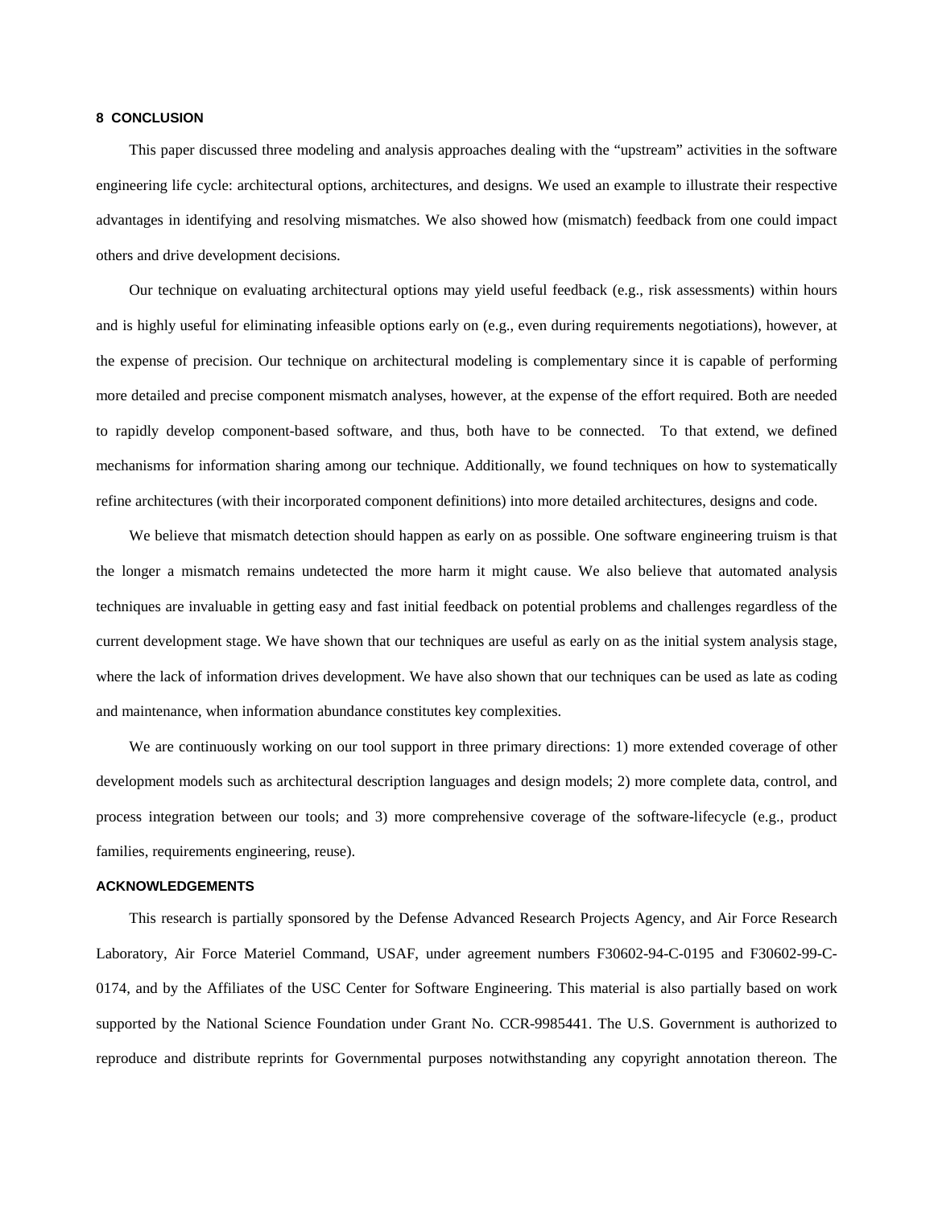## 8 CONCLUSION

This paper discussed three modeling and analysis approaches dealing with the "upstream" activities in the software engineering life cycle: architectural options, architectures, and designs. We used an example to illustrate their respective advantages in identifying and resolving mismatches. We also showed how (mismatch) feedback from one could impact others and drive development decisions.

Our technique on evaluating architectural options may yield useful feedback (e.g., risk assessments) within hours and is highly useful for eliminating infeasible options early on (e.g., even during requirements negotiations), however, at the expense of precision. Our technique on architectural modeling is complementary since it is capable of performing more detailed and precise component mismatch analyses, however, at the expense of the effort required. Both are needed to rapidly develop component-based software, and thus, both have to be connected. To that extend, we defined mechanisms for information sharing among our technique. Additionally, we found techniques on how to systematically refine architectures (with their incorporated component definitions) into more detailed architectures, designs and code.

We believe that mismatch detection should happen as early on as possible. One software engineering truism is that the longer a mismatch remains undetected the more harm it might cause. We also believe that automated analysis techniques are invaluable in getting easy and fast initial feedback on potential problems and challenges regardless of the current development stage. We have shown that our techniques are useful as early on as the initial system analysis stage, where the lack of information drives development. We have also shown that our techniques can be used as late as coding and maintenance, when information abundance constitutes key complexities.

We are continuously working on our tool support in three primary directions: 1) more extended coverage of other development models such as architectural description languages and design models; 2) more complete data, control, and process integration between our tools; and 3) more comprehensive coverage of the software-lifecycle (e.g., product families, requirements engineering, reuse).

## ACKNOWLEDGEMENTS

This research is partially sponsored by the Defense Advanced Research Projects Agency, and Air Force Research Laboratory, Air Force Materiel Command, USAF, under agreement numbers F30602-94-C-0195 and F30602-99-C-0174, and by the Affiliates of the USC Center for Software Engineering. This material is also partially based on work supported by the National Science Foundation under Grant No. CCR-9985441. The U.S. Government is authorized to reproduce and distribute reprints for Governmental purposes notwithstanding any copyright annotation thereon. The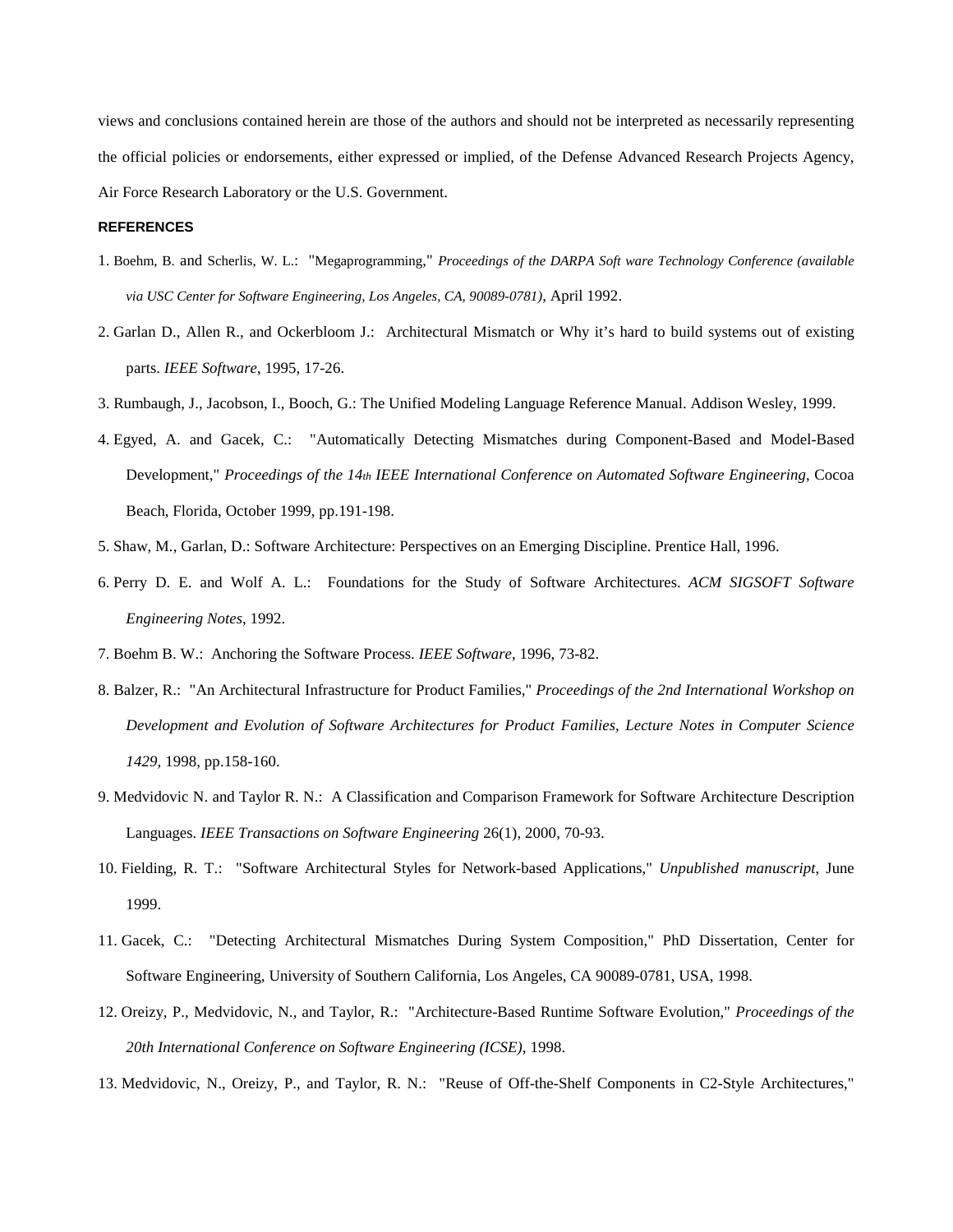views and conclusions contained herein are those of the authors and should not be interpreted as necessarily representing the official policies or endorsements, either expressed or implied, of the Defense Advanced Research Projects Agency, Air Force Research Laboratory or the U.S. Government.

## REFERENCES

1. Boehm, B. and Scherlis, W. L.: "Megaprogramming," *Proceedings of the DARPA Soft ware Technology Conference (available via USC Center for Software Engineering, Los Angeles, CA, 90089-0781)*, April 1992.
2. Garlan D., Allen R., and Ockerbloom J.: Architectural Mismatch or Why it's hard to build systems out of existing parts. *IEEE Software*, 1995, 17-26.
3. Rumbaugh, J., Jacobson, I., Booch, G.: The Unified Modeling Language Reference Manual. Addison Wesley, 1999.
4. Egyed, A. and Gacek, C.: "Automatically Detecting Mismatches during Component-Based and Model-Based Development," *Proceedings of the 14th IEEE International Conference on Automated Software Engineering*, Cocoa Beach, Florida, October 1999, pp.191-198.
5. Shaw, M., Garlan, D.: Software Architecture: Perspectives on an Emerging Discipline. Prentice Hall, 1996.
6. Perry D. E. and Wolf A. L.: Foundations for the Study of Software Architectures. *ACM SIGSOFT Software Engineering Notes*, 1992.
7. Boehm B. W.: Anchoring the Software Process. *IEEE Software*, 1996, 73-82.
8. Balzer, R.: "An Architectural Infrastructure for Product Families," *Proceedings of the 2nd International Workshop on Development and Evolution of Software Architectures for Product Families, Lecture Notes in Computer Science 1429*, 1998, pp.158-160.
9. Medvidovic N. and Taylor R. N.: A Classification and Comparison Framework for Software Architecture Description Languages. *IEEE Transactions on Software Engineering* 26(1), 2000, 70-93.
10. Fielding, R. T.: "Software Architectural Styles for Network-based Applications," *Unpublished manuscript*, June 1999.
11. Gacek, C.: "Detecting Architectural Mismatches During System Composition," PhD Dissertation, Center for Software Engineering, University of Southern California, Los Angeles, CA 90089-0781, USA, 1998.
12. Oreizy, P., Medvidovic, N., and Taylor, R.: "Architecture-Based Runtime Software Evolution," *Proceedings of the 20th International Conference on Software Engineering (ICSE)*, 1998.
13. Medvidovic, N., Oreizy, P., and Taylor, R. N.: "Reuse of Off-the-Shelf Components in C2-Style Architectures,"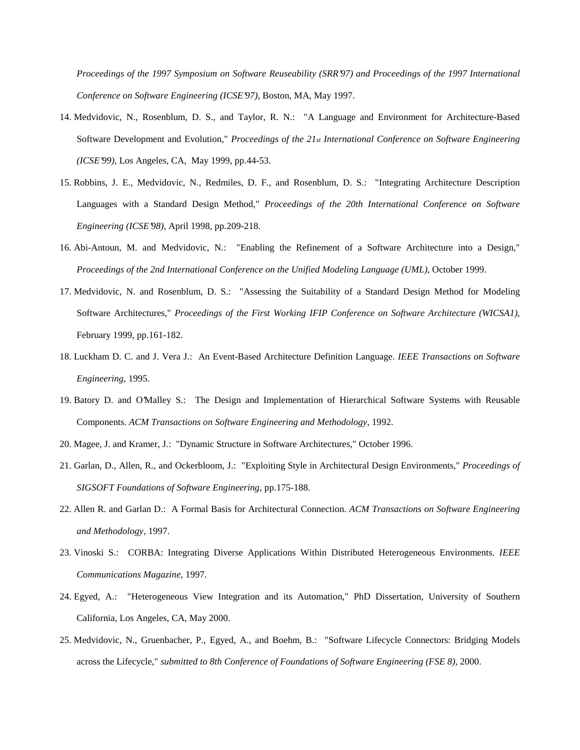*Proceedings of the 1997 Symposium on Software Reuseability (SRR'97) and Proceedings of the 1997 International Conference on Software Engineering (ICSE'97)*, Boston, MA, May 1997.

14. Medvidovic, N., Rosenblum, D. S., and Taylor, R. N.: "A Language and Environment for Architecture-Based Software Development and Evolution," *Proceedings of the 21st International Conference on Software Engineering (ICSE'99)*, Los Angeles, CA, May 1999, pp.44-53.

15. Robbins, J. E., Medvidovic, N., Redmiles, D. F., and Rosenblum, D. S.: "Integrating Architecture Description Languages with a Standard Design Method," *Proceedings of the 20th International Conference on Software Engineering (ICSE'98)*, April 1998, pp.209-218.

16. Abi-Antoun, M. and Medvidovic, N.: "Enabling the Refinement of a Software Architecture into a Design," *Proceedings of the 2nd International Conference on the Unified Modeling Language (UML)*, October 1999.

17. Medvidovic, N. and Rosenblum, D. S.: "Assessing the Suitability of a Standard Design Method for Modeling Software Architectures," *Proceedings of the First Working IFIP Conference on Software Architecture (WICSA1)*, February 1999, pp.161-182.

18. Luckham D. C. and J. Vera J.: An Event-Based Architecture Definition Language. *IEEE Transactions on Software Engineering*, 1995.

19. Batory D. and O'Malley S.: The Design and Implementation of Hierarchical Software Systems with Reusable Components. *ACM Transactions on Software Engineering and Methodology*, 1992.

20. Magee, J. and Kramer, J.: "Dynamic Structure in Software Architectures," October 1996.

21. Garlan, D., Allen, R., and Ockerbloom, J.: "Exploiting Style in Architectural Design Environments," *Proceedings of SIGSOFT Foundations of Software Engineering*, pp.175-188.

22. Allen R. and Garlan D.: A Formal Basis for Architectural Connection. *ACM Transactions on Software Engineering and Methodology*, 1997.

23. Vinoski S.: CORBA: Integrating Diverse Applications Within Distributed Heterogeneous Environments. *IEEE Communications Magazine*, 1997.

24. Egyed, A.: "Heterogeneous View Integration and its Automation," PhD Dissertation, University of Southern California, Los Angeles, CA, May 2000.

25. Medvidovic, N., Gruenbacher, P., Egyed, A., and Boehm, B.: "Software Lifecycle Connectors: Bridging Models across the Lifecycle," *submitted to 8th Conference of Foundations of Software Engineering (FSE 8)*, 2000.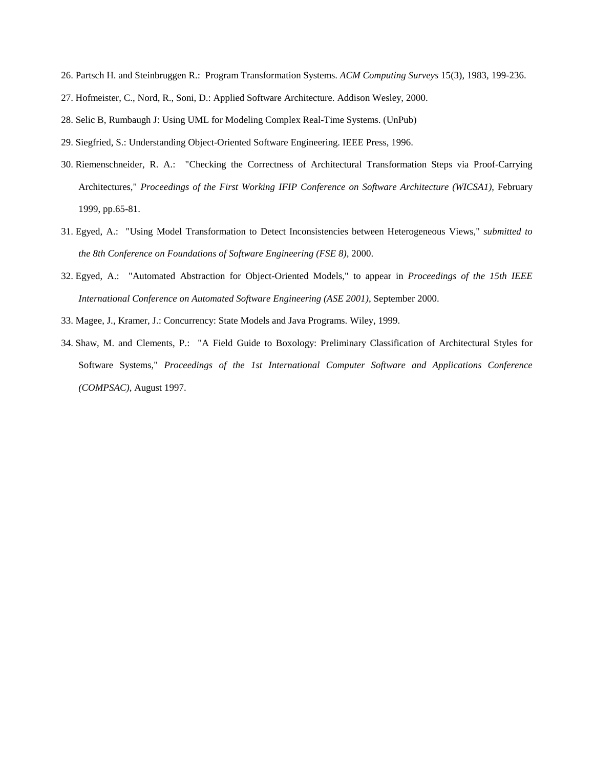26. Partsch H. and Steinbruggen R.: Program Transformation Systems. *ACM Computing Surveys* 15(3), 1983, 199-236.

27. Hofmeister, C., Nord, R., Soni, D.: Applied Software Architecture. Addison Wesley, 2000.

28. Selic B, Rumbaugh J: Using UML for Modeling Complex Real-Time Systems. (UnPub)

29. Siegfried, S.: Understanding Object-Oriented Software Engineering. IEEE Press, 1996.

30. Riemenschneider, R. A.: "Checking the Correctness of Architectural Transformation Steps via Proof-Carrying Architectures," *Proceedings of the First Working IFIP Conference on Software Architecture (WICSA1)*, February 1999, pp.65-81.

31. Egyed, A.: "Using Model Transformation to Detect Inconsistencies between Heterogeneous Views," *submitted to the 8th Conference on Foundations of Software Engineering (FSE 8)*, 2000.

32. Egyed, A.: "Automated Abstraction for Object-Oriented Models," to appear in *Proceedings of the 15th IEEE International Conference on Automated Software Engineering (ASE 2001)*, September 2000.

33. Magee, J., Kramer, J.: Concurrency: State Models and Java Programs. Wiley, 1999.

34. Shaw, M. and Clements, P.: "A Field Guide to Boxology: Preliminary Classification of Architectural Styles for Software Systems," *Proceedings of the 1st International Computer Software and Applications Conference (COMPSAC)*, August 1997.